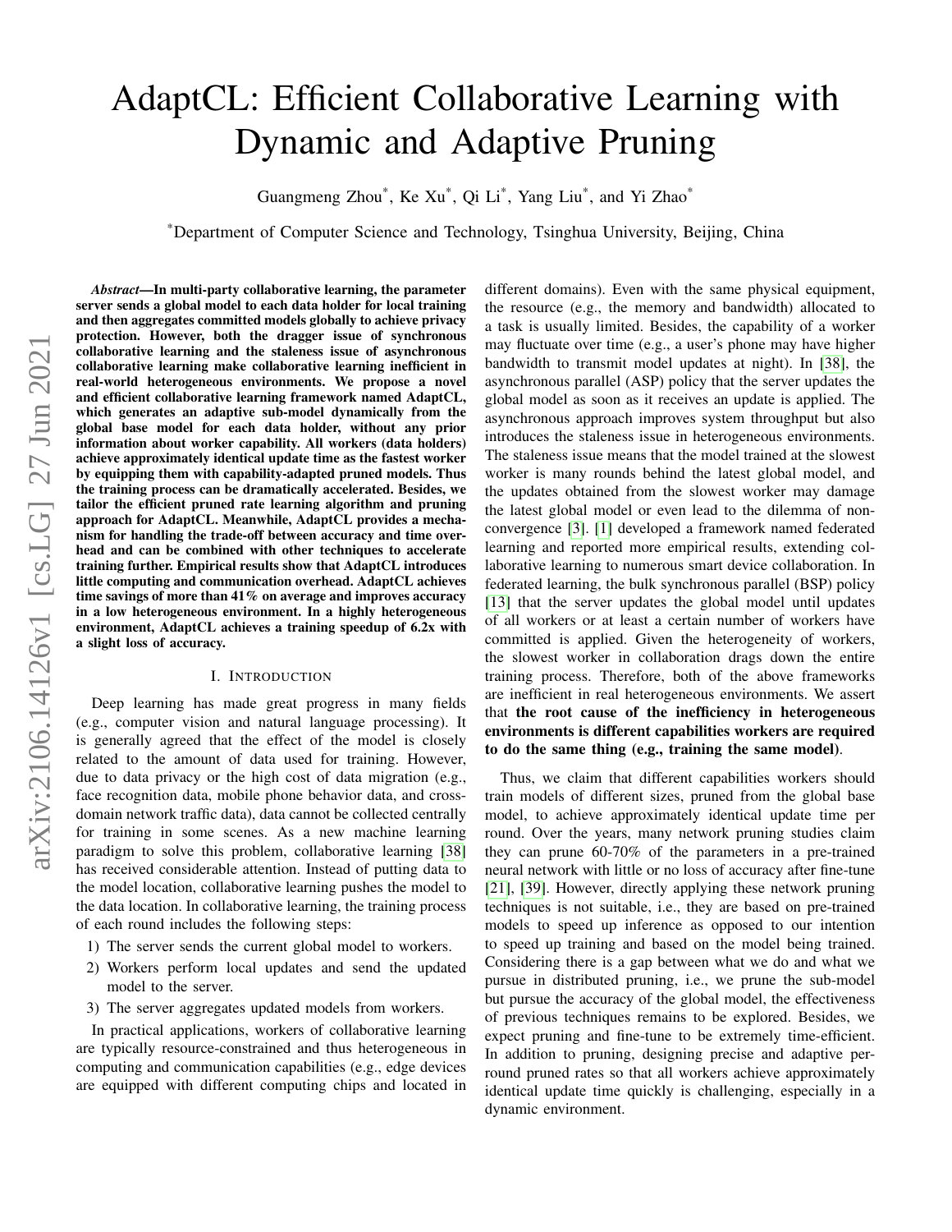# AdaptCL: Efficient Collaborative Learning with Dynamic and Adaptive Pruning

Guangmeng Zhou[*], Ke Xu[*], Qi Li[*], Yang Liu[*], and Yi Zhao[*]

[*]Department of Computer Science and Technology, Tsinghua University, Beijing, China

***Abstract*—In multi-party collaborative learning, the parameter server sends a global model to each data holder for local training and then aggregates committed models globally to achieve privacy protection. However, both the dragger issue of synchronous collaborative learning and the staleness issue of asynchronous collaborative learning make collaborative learning inefficient in real-world heterogeneous environments. We propose a novel and efficient collaborative learning framework named AdaptCL, which generates an adaptive sub-model dynamically from the global base model for each data holder, without any prior information about worker capability. All workers (data holders) achieve approximately identical update time as the fastest worker by equipping them with capability-adapted pruned models. Thus the training process can be dramatically accelerated. Besides, we tailor the efficient pruned rate learning algorithm and pruning approach for AdaptCL. Meanwhile, AdaptCL provides a mechanism for handling the trade-off between accuracy and time overhead and can be combined with other techniques to accelerate training further. Empirical results show that AdaptCL introduces little computing and communication overhead. AdaptCL achieves time savings of more than 41% on average and improves accuracy in a low heterogeneous environment. In a highly heterogeneous environment, AdaptCL achieves a training speedup of 6.2x with a slight loss of accuracy.**

## I. Introduction

Deep learning has made great progress in many fields (e.g., computer vision and natural language processing). It is generally agreed that the effect of the model is closely related to the amount of data used for training. However, due to data privacy or the high cost of data migration (e.g., face recognition data, mobile phone behavior data, and cross-domain network traffic data), data cannot be collected centrally for training in some scenes. As a new machine learning paradigm to solve this problem, collaborative learning [38] has received considerable attention. Instead of putting data to the model location, collaborative learning pushes the model to the data location. In collaborative learning, the training process of each round includes the following steps:

1) The server sends the current global model to workers.
2) Workers perform local updates and send the updated model to the server.
3) The server aggregates updated models from workers.

In practical applications, workers of collaborative learning are typically resource-constrained and thus heterogeneous in computing and communication capabilities (e.g., edge devices are equipped with different computing chips and located in different domains). Even with the same physical equipment, the resource (e.g., the memory and bandwidth) allocated to a task is usually limited. Besides, the capability of a worker may fluctuate over time (e.g., a user's phone may have higher bandwidth to transmit model updates at night). In [38], the asynchronous parallel (ASP) policy that the server updates the global model as soon as it receives an update is applied. The asynchronous approach improves system throughput but also introduces the staleness issue in heterogeneous environments. The staleness issue means that the model trained at the slowest worker is many rounds behind the latest global model, and the updates obtained from the slowest worker may damage the latest global model or even lead to the dilemma of non-convergence [3]. [1] developed a framework named federated learning and reported more empirical results, extending collaborative learning to numerous smart device collaboration. In federated learning, the bulk synchronous parallel (BSP) policy [13] that the server updates the global model until updates of all workers or at least a certain number of workers have committed is applied. Given the heterogeneity of workers, the slowest worker in collaboration drags down the entire training process. Therefore, both of the above frameworks are inefficient in real heterogeneous environments. We assert that **the root cause of the inefficiency in heterogeneous environments is different capabilities workers are required to do the same thing (e.g., training the same model)**.

Thus, we claim that different capabilities workers should train models of different sizes, pruned from the global base model, to achieve approximately identical update time per round. Over the years, many network pruning studies claim they can prune 60-70% of the parameters in a pre-trained neural network with little or no loss of accuracy after fine-tune [21], [39]. However, directly applying these network pruning techniques is not suitable, i.e., they are based on pre-trained models to speed up inference as opposed to our intention to speed up training and based on the model being trained. Considering there is a gap between what we do and what we pursue in distributed pruning, i.e., we prune the sub-model but pursue the accuracy of the global model, the effectiveness of previous techniques remains to be explored. Besides, we expect pruning and fine-tune to be extremely time-efficient. In addition to pruning, designing precise and adaptive per-round pruned rates so that all workers achieve approximately identical update time quickly is challenging, especially in a dynamic environment.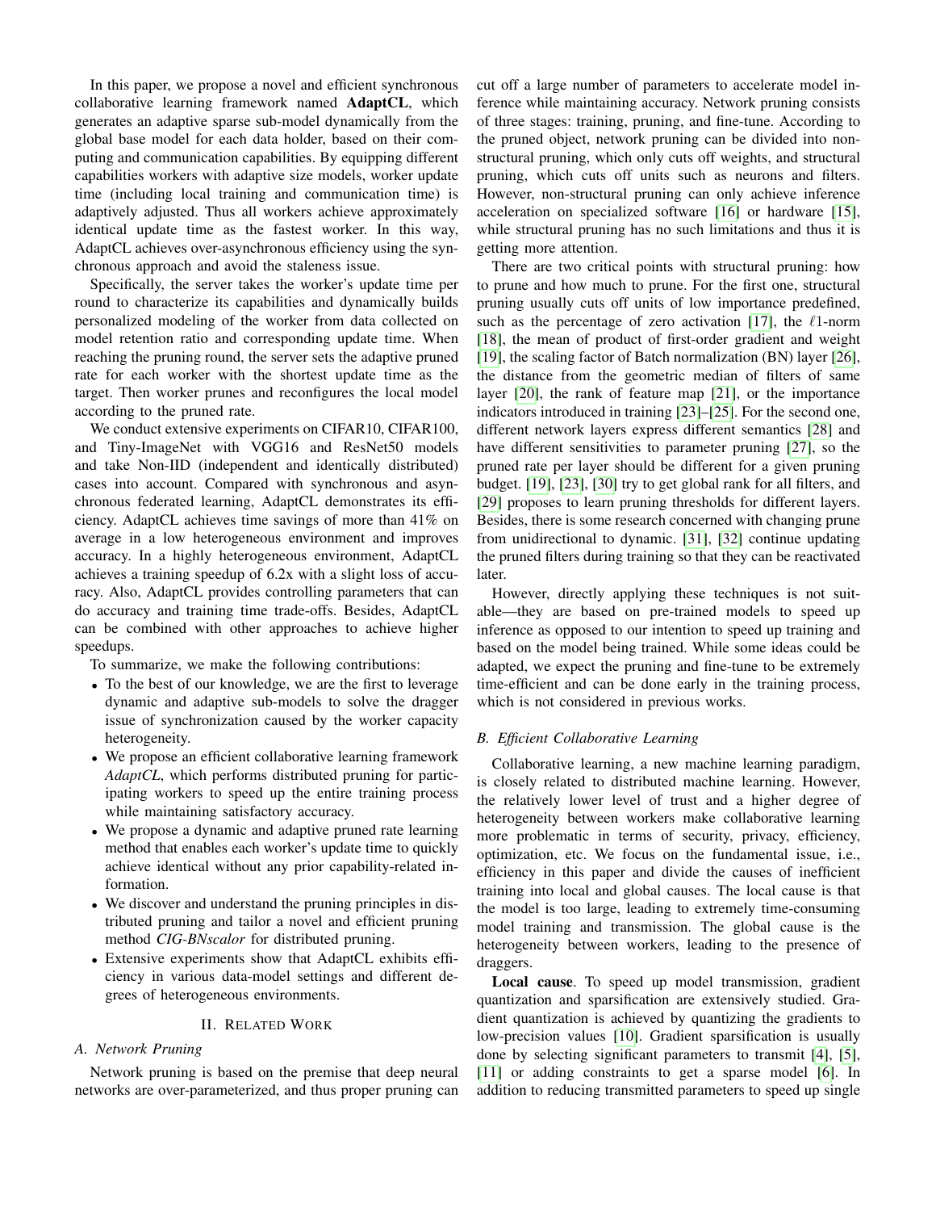In this paper, we propose a novel and efficient synchronous collaborative learning framework named **AdaptCL**, which generates an adaptive sparse sub-model dynamically from the global base model for each data holder, based on their computing and communication capabilities. By equipping different capabilities workers with adaptive size models, worker update time (including local training and communication time) is adaptively adjusted. Thus all workers achieve approximately identical update time as the fastest worker. In this way, AdaptCL achieves over-asynchronous efficiency using the synchronous approach and avoid the staleness issue.

Specifically, the server takes the worker's update time per round to characterize its capabilities and dynamically builds personalized modeling of the worker from data collected on model retention ratio and corresponding update time. When reaching the pruning round, the server sets the adaptive pruned rate for each worker with the shortest update time as the target. Then worker prunes and reconfigures the local model according to the pruned rate.

We conduct extensive experiments on CIFAR10, CIFAR100, and Tiny-ImageNet with VGG16 and ResNet50 models and take Non-IID (independent and identically distributed) cases into account. Compared with synchronous and asynchronous federated learning, AdaptCL demonstrates its efficiency. AdaptCL achieves time savings of more than 41% on average in a low heterogeneous environment and improves accuracy. In a highly heterogeneous environment, AdaptCL achieves a training speedup of 6.2x with a slight loss of accuracy. Also, AdaptCL provides controlling parameters that can do accuracy and training time trade-offs. Besides, AdaptCL can be combined with other approaches to achieve higher speedups.

To summarize, we make the following contributions:

- To the best of our knowledge, we are the first to leverage dynamic and adaptive sub-models to solve the dragger issue of synchronization caused by the worker capacity heterogeneity.
- We propose an efficient collaborative learning framework *AdaptCL*, which performs distributed pruning for participating workers to speed up the entire training process while maintaining satisfactory accuracy.
- We propose a dynamic and adaptive pruned rate learning method that enables each worker's update time to quickly achieve identical without any prior capability-related information.
- We discover and understand the pruning principles in distributed pruning and tailor a novel and efficient pruning method *CIG-BNscalor* for distributed pruning.
- Extensive experiments show that AdaptCL exhibits efficiency in various data-model settings and different degrees of heterogeneous environments.

## II. Related Work

### A. Network Pruning

Network pruning is based on the premise that deep neural networks are over-parameterized, and thus proper pruning can cut off a large number of parameters to accelerate model inference while maintaining accuracy. Network pruning consists of three stages: training, pruning, and fine-tune. According to the pruned object, network pruning can be divided into non-structural pruning, which only cuts off weights, and structural pruning, which cuts off units such as neurons and filters. However, non-structural pruning can only achieve inference acceleration on specialized software [16] or hardware [15], while structural pruning has no such limitations and thus it is getting more attention.

There are two critical points with structural pruning: how to prune and how much to prune. For the first one, structural pruning usually cuts off units of low importance predefined, such as the percentage of zero activation [17], the $\ell1$-norm [18], the mean of product of first-order gradient and weight [19], the scaling factor of Batch normalization (BN) layer [26], the distance from the geometric median of filters of same layer [20], the rank of feature map [21], or the importance indicators introduced in training [23]–[25]. For the second one, different network layers express different semantics [28] and have different sensitivities to parameter pruning [27], so the pruned rate per layer should be different for a given pruning budget. [19], [23], [30] try to get global rank for all filters, and [29] proposes to learn pruning thresholds for different layers. Besides, there is some research concerned with changing prune from unidirectional to dynamic. [31], [32] continue updating the pruned filters during training so that they can be reactivated later.

However, directly applying these techniques is not suitable—they are based on pre-trained models to speed up inference as opposed to our intention to speed up training and based on the model being trained. While some ideas could be adapted, we expect the pruning and fine-tune to be extremely time-efficient and can be done early in the training process, which is not considered in previous works.

### B. Efficient Collaborative Learning

Collaborative learning, a new machine learning paradigm, is closely related to distributed machine learning. However, the relatively lower level of trust and a higher degree of heterogeneity between workers make collaborative learning more problematic in terms of security, privacy, efficiency, optimization, etc. We focus on the fundamental issue, i.e., efficiency in this paper and divide the causes of inefficient training into local and global causes. The local cause is that the model is too large, leading to extremely time-consuming model training and transmission. The global cause is the heterogeneity between workers, leading to the presence of draggers.

**Local cause**. To speed up model transmission, gradient quantization and sparsification are extensively studied. Gradient quantization is achieved by quantizing the gradients to low-precision values [10]. Gradient sparsification is usually done by selecting significant parameters to transmit [4], [5], [11] or adding constraints to get a sparse model [6]. In addition to reducing transmitted parameters to speed up single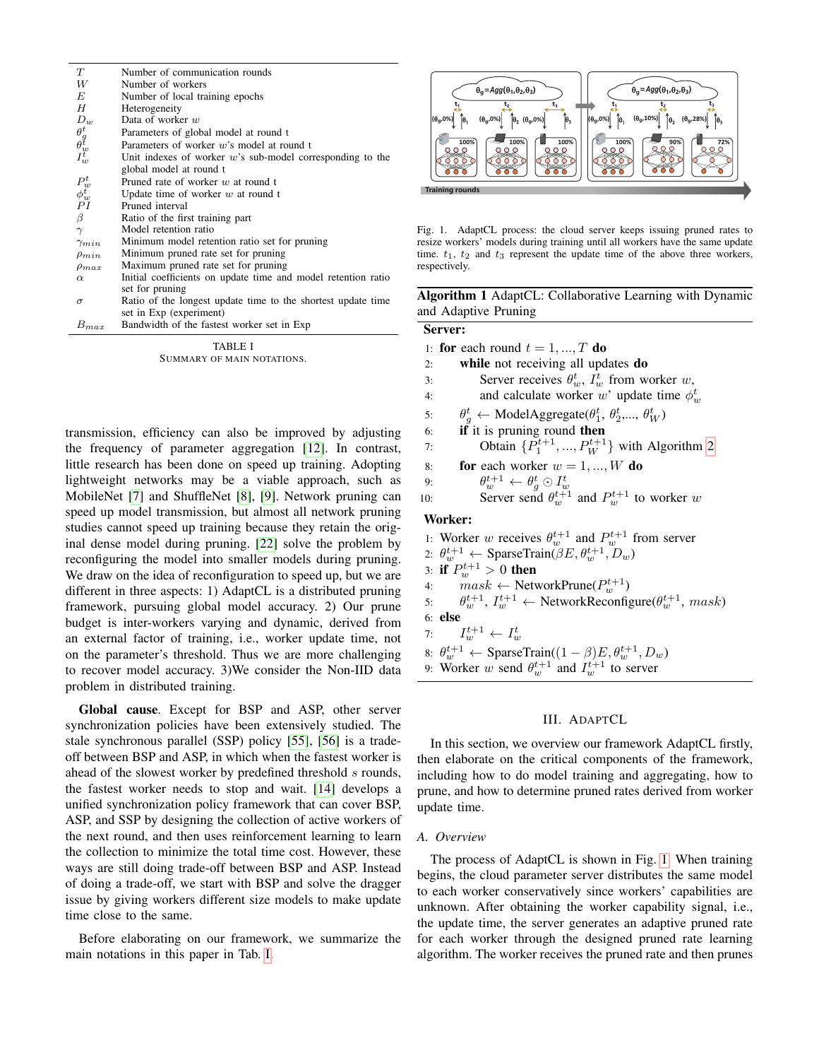| | |
|---|---|
| $T$ | Number of communication rounds |
| $W$ | Number of workers |
| $E$ | Number of local training epochs |
| $H$ | Heterogeneity |
| $D_w$ | Data of worker $w$ |
| $\theta_g^t$ | Parameters of global model at round t |
| $\theta_w^t$ | Parameters of worker $w$'s model at round t |
| $I_w^t$ | Unit indexes of worker $w$'s sub-model corresponding to the global model at round t |
| $P_w^t$ | Pruned rate of worker $w$ at round t |
| $\phi_w^t$ | Update time of worker $w$ at round t |
| $PI$ | Pruned interval |
| $\beta$ | Ratio of the first training part |
| $\gamma$ | Model retention ratio |
| $\gamma_{min}$ | Minimum model retention ratio set for pruning |
| $\rho_{min}$ | Minimum pruned rate set for pruning |
| $\rho_{max}$ | Maximum pruned rate set for pruning |
| $\alpha$ | Initial coefficients on update time and model retention ratio set for pruning |
| $\sigma$ | Ratio of the longest update time to the shortest update time set in Exp (experiment) |
| $B_{max}$ | Bandwidth of the fastest worker set in Exp |

TABLE I
SUMMARY OF MAIN NOTATIONS.

transmission, efficiency can also be improved by adjusting the frequency of parameter aggregation [12]. In contrast, little research has been done on speed up training. Adopting lightweight networks may be a viable approach, such as MobileNet [7] and ShuffleNet [8], [9]. Network pruning can speed up model transmission, but almost all network pruning studies cannot speed up training because they retain the original dense model during pruning. [22] solve the problem by reconfiguring the model into smaller models during pruning. We draw on the idea of reconfiguration to speed up, but we are different in three aspects: 1) AdaptCL is a distributed pruning framework, pursuing global model accuracy. 2) Our prune budget is inter-workers varying and dynamic, derived from an external factor of training, i.e., worker update time, not on the parameter's threshold. Thus we are more challenging to recover model accuracy. 3)We consider the Non-IID data problem in distributed training.

**Global cause**. Except for BSP and ASP, other server synchronization policies have been extensively studied. The stale synchronous parallel (SSP) policy [55], [56] is a trade-off between BSP and ASP, in which when the fastest worker is ahead of the slowest worker by predefined threshold $s$ rounds, the fastest worker needs to stop and wait. [14] develops a unified synchronization policy framework that can cover BSP, ASP, and SSP by designing the collection of active workers of the next round, and then uses reinforcement learning to learn the collection to minimize the total time cost. However, these ways are still doing trade-off between BSP and ASP. Instead of doing a trade-off, we start with BSP and solve the dragger issue by giving workers different size models to make update time close to the same.

Before elaborating on our framework, we summarize the main notations in this paper in Tab. I.

Fig. 1. AdaptCL process: the cloud server keeps issuing pruned rates to resize workers' models during training until all workers have the same update time. $t_1$, $t_2$ and $t_3$ represent the update time of the above three workers, respectively.

**Algorithm 1** AdaptCL: Collaborative Learning with Dynamic and Adaptive Pruning

```
Server:
1: for each round t = 1, ..., T do
2:     while not receiving all updates do
3:         Server receives θ_w^t, I_w^t from worker w,
4:         and calculate worker w' update time φ_w^t
5:     θ_g^t ← ModelAggregate(θ_1^t, θ_2^t, ..., θ_W^t)
6:     if it is pruning round then
7:         Obtain {P_1^{t+1}, ..., P_W^{t+1}} with Algorithm 2
8:     for each worker w = 1, ..., W do
9:         θ_w^{t+1} ← θ_g^t ⊙ I_w^t
10:        Server send θ_w^{t+1} and P_w^{t+1} to worker w
Worker:
1: Worker w receives θ_w^{t+1} and P_w^{t+1} from server
2: θ_w^{t+1} ← SparseTrain(βE, θ_w^{t+1}, D_w)
3: if P_w^{t+1} > 0 then
4:     mask ← NetworkPrune(P_w^{t+1})
5:     θ_w^{t+1}, I_w^{t+1} ← NetworkReconfigure(θ_w^{t+1}, mask)
6: else
7:     I_w^{t+1} ← I_w^t
8: θ_w^{t+1} ← SparseTrain((1 − β)E, θ_w^{t+1}, D_w)
9: Worker w send θ_w^{t+1} and I_w^{t+1} to server
```

## III. AdaptCL

In this section, we overview our framework AdaptCL firstly, then elaborate on the critical components of the framework, including how to do model training and aggregating, how to prune, and how to determine pruned rates derived from worker update time.

### A. Overview

The process of AdaptCL is shown in Fig. 1. When training begins, the cloud parameter server distributes the same model to each worker conservatively since workers' capabilities are unknown. After obtaining the worker capability signal, i.e., the update time, the server generates an adaptive pruned rate for each worker through the designed pruned rate learning algorithm. The worker receives the pruned rate and then prunes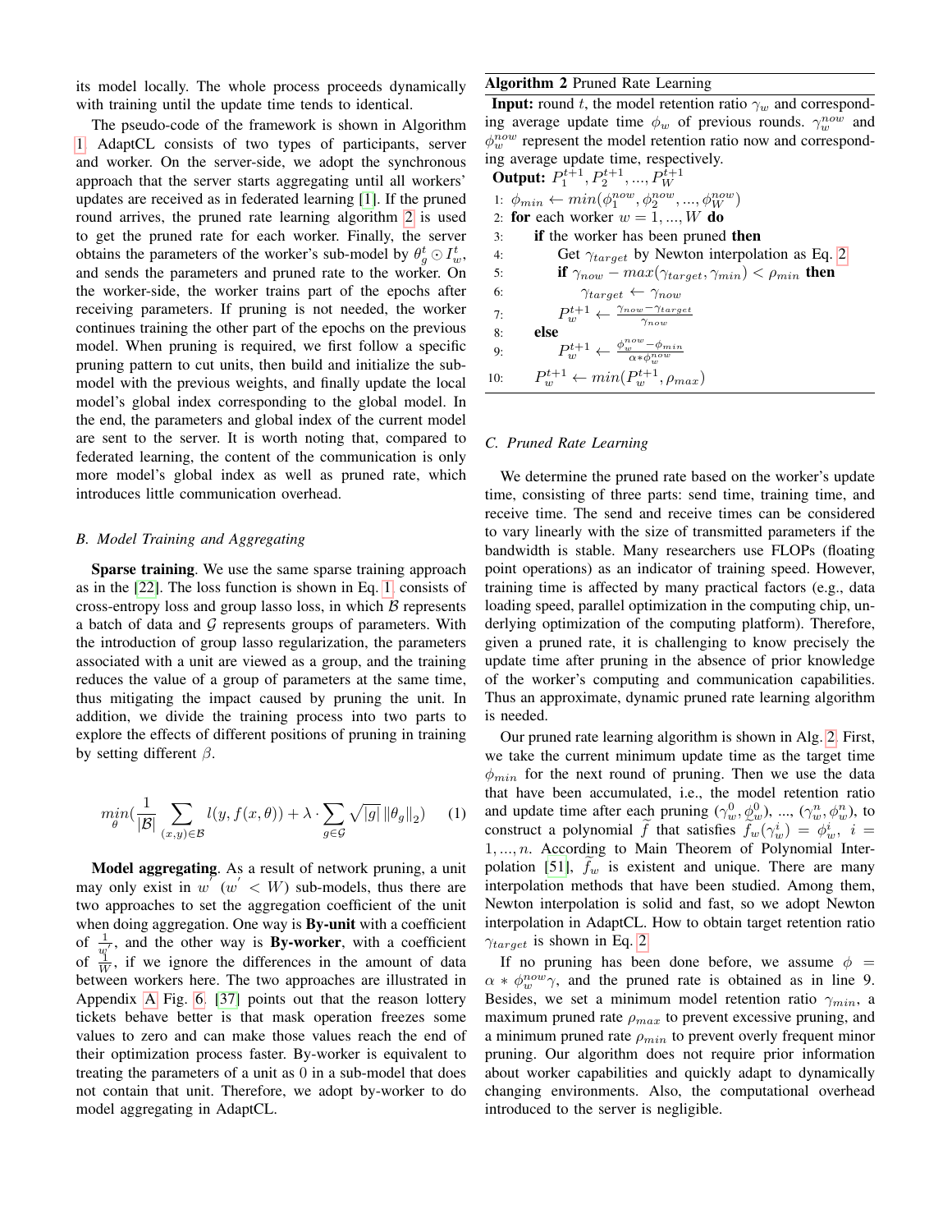its model locally. The whole process proceeds dynamically with training until the update time tends to identical.

The pseudo-code of the framework is shown in Algorithm 1. AdaptCL consists of two types of participants, server and worker. On the server-side, we adopt the synchronous approach that the server starts aggregating until all workers' updates are received as in federated learning [1]. If the pruned round arrives, the pruned rate learning algorithm 2 is used to get the pruned rate for each worker. Finally, the server obtains the parameters of the worker's sub-model by $\theta_g^t \odot I_w^t$, and sends the parameters and pruned rate to the worker. On the worker-side, the worker trains part of the epochs after receiving parameters. If pruning is not needed, the worker continues training the other part of the epochs on the previous model. When pruning is required, we first follow a specific pruning pattern to cut units, then build and initialize the sub-model with the previous weights, and finally update the local model's global index corresponding to the global model. In the end, the parameters and global index of the current model are sent to the server. It is worth noting that, compared to federated learning, the content of the communication is only more model's global index as well as pruned rate, which introduces little communication overhead.

### B. Model Training and Aggregating

**Sparse training**. We use the same sparse training approach as in the [22]. The loss function is shown in Eq. 1, consists of cross-entropy loss and group lasso loss, in which $\mathcal{B}$ represents a batch of data and $\mathcal{G}$ represents groups of parameters. With the introduction of group lasso regularization, the parameters associated with a unit are viewed as a group, and the training reduces the value of a group of parameters at the same time, thus mitigating the impact caused by pruning the unit. In addition, we divide the training process into two parts to explore the effects of different positions of pruning in training by setting different $\beta$.

$$\min_{\theta}\left(\frac{1}{|\mathcal{B}|}\sum_{(x,y)\in\mathcal{B}} l(y, f(x,\theta)) + \lambda\cdot\sum_{g\in\mathcal{G}}\sqrt{|g|}\,\|\theta_g\|_2\right) \quad (1)$$

**Model aggregating**. As a result of network pruning, a unit may only exist in $w'$ ($w' < W$) sub-models, thus there are two approaches to set the aggregation coefficient of the unit when doing aggregation. One way is **By-unit** with a coefficient of $\frac{1}{w'}$, and the other way is **By-worker**, with a coefficient of $\frac{1}{W}$, if we ignore the differences in the amount of data between workers here. The two approaches are illustrated in Appendix A Fig. 6. [37] points out that the reason lottery tickets behave better is that mask operation freezes some values to zero and can make those values reach the end of their optimization process faster. By-worker is equivalent to treating the parameters of a unit as 0 in a sub-model that does not contain that unit. Therefore, we adopt by-worker to do model aggregating in AdaptCL.

**Algorithm 2** Pruned Rate Learning

**Input:** round $t$, the model retention ratio $\gamma_w$ and corresponding average update time $\phi_w$ of previous rounds. $\gamma_w^{now}$ and $\phi_w^{now}$ represent the model retention ratio now and corresponding average update time, respectively.
**Output:** $P_1^{t+1}, P_2^{t+1}, ..., P_W^{t+1}$

```
1:  φ_min ← min(φ_1^now, φ_2^now, ..., φ_W^now)
2:  for each worker w = 1, ..., W do
3:      if the worker has been pruned then
4:          Get γ_target by Newton interpolation as Eq. 2
5:          if γ_now − max(γ_target, γ_min) < ρ_min then
6:              γ_target ← γ_now
7:          P_w^{t+1} ← (γ_now − γ_target) / γ_now
8:      else
9:          P_w^{t+1} ← (φ_w^now − φ_min) / (α * φ_w^now)
10:     P_w^{t+1} ← min(P_w^{t+1}, ρ_max)
```

### C. Pruned Rate Learning

We determine the pruned rate based on the worker's update time, consisting of three parts: send time, training time, and receive time. The send and receive times can be considered to vary linearly with the size of transmitted parameters if the bandwidth is stable. Many researchers use FLOPs (floating point operations) as an indicator of training speed. However, training time is affected by many practical factors (e.g., data loading speed, parallel optimization in the computing chip, underlying optimization of the computing platform). Therefore, given a pruned rate, it is challenging to know precisely the update time after pruning in the absence of prior knowledge of the worker's computing and communication capabilities. Thus an approximate, dynamic pruned rate learning algorithm is needed.

Our pruned rate learning algorithm is shown in Alg. 2. First, we take the current minimum update time as the target time $\phi_{min}$ for the next round of pruning. Then we use the data that have been accumulated, i.e., the model retention ratio and update time after each pruning $(\gamma_w^0, \phi_w^0)$, ..., $(\gamma_w^n, \phi_w^n)$, to construct a polynomial $\widetilde{f}$ that satisfies $\widetilde{f}_w(\gamma_w^i) = \phi_w^i,\ i = 1, ..., n$. According to Main Theorem of Polynomial Interpolation [51], $\widetilde{f}_w$ is existent and unique. There are many interpolation methods that have been studied. Among them, Newton interpolation is solid and fast, so we adopt Newton interpolation in AdaptCL. How to obtain target retention ratio $\gamma_{target}$ is shown in Eq. 2.

If no pruning has been done before, we assume $\phi = \alpha * \phi_w^{now}\gamma$, and the pruned rate is obtained as in line 9. Besides, we set a minimum model retention ratio $\gamma_{min}$, a maximum pruned rate $\rho_{max}$ to prevent excessive pruning, and a minimum pruned rate $\rho_{min}$ to prevent overly frequent minor pruning. Our algorithm does not require prior information about worker capabilities and quickly adapt to dynamically changing environments. Also, the computational overhead introduced to the server is negligible.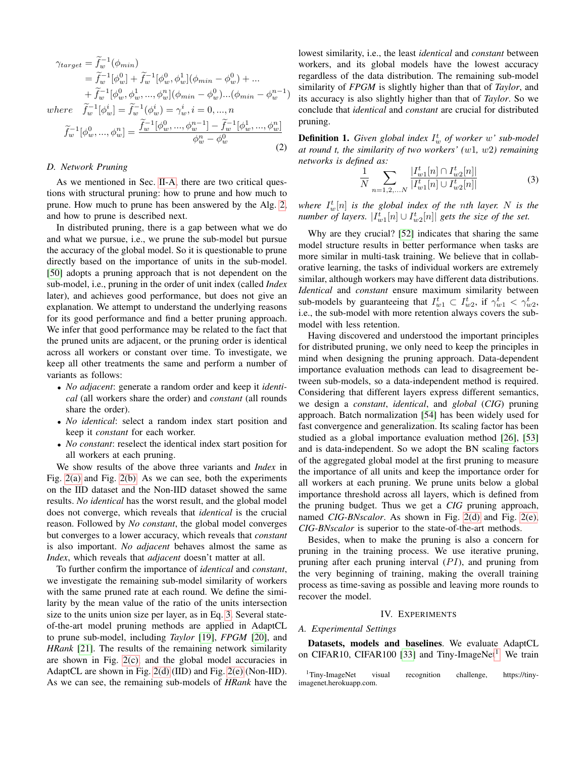$$
\begin{aligned}
\gamma_{target} &= \widetilde{f}_w^{-1}(\phi_{min}) \\
&= \widetilde{f}_w^{-1}[\phi_w^0] + \widetilde{f}_w^{-1}[\phi_w^0, \phi_w^1](\phi_{min} - \phi_w^0) + ... \\
&\quad + \widetilde{f}_w^{-1}[\phi_w^0, \phi_w^1, ..., \phi_w^n](\phi_{min} - \phi_w^0)...(\phi_{min} - \phi_w^{n-1}) \\
where \quad & \widetilde{f}_w^{-1}[\phi_w^i] = \widetilde{f}_w^{-1}(\phi_w^i) = \gamma_w^i, i = 0, ..., n \\
& \widetilde{f}_w^{-1}[\phi_w^0, ..., \phi_w^n] = \frac{\widetilde{f}_w^{-1}[\phi_w^0, ..., \phi_w^{n-1}] - \widetilde{f}_w^{-1}[\phi_w^1, ..., \phi_w^n]}{\phi_w^n - \phi_w^0}
\end{aligned} \tag{2}
$$

### *D. Network Pruning*

As we mentioned in Sec. II-A, there are two critical questions with structural pruning: how to prune and how much to prune. How much to prune has been answered by the Alg. 2, and how to prune is described next.

In distributed pruning, there is a gap between what we do and what we pursue, i.e., we prune the sub-model but pursue the accuracy of the global model. So it is questionable to prune directly based on the importance of units in the sub-model. [50] adopts a pruning approach that is not dependent on the sub-model, i.e., pruning in the order of unit index (called *Index* later), and achieves good performance, but does not give an explanation. We attempt to understand the underlying reasons for its good performance and find a better pruning approach. We infer that good performance may be related to the fact that the pruned units are adjacent, or the pruning order is identical across all workers or constant over time. To investigate, we keep all other treatments the same and perform a number of variants as follows:

- *No adjacent*: generate a random order and keep it *identical* (all workers share the order) and *constant* (all rounds share the order).
- *No identical*: select a random index start position and keep it *constant* for each worker.
- *No constant*: reselect the identical index start position for all workers at each pruning.

We show results of the above three variants and *Index* in Fig. 2(a) and Fig. 2(b). As we can see, both the experiments on the IID dataset and the Non-IID dataset showed the same results. *No identical* has the worst result, and the global model does not converge, which reveals that *identical* is the crucial reason. Followed by *No constant*, the global model converges but converges to a lower accuracy, which reveals that *constant* is also important. *No adjacent* behaves almost the same as *Index*, which reveals that *adjacent* doesn't matter at all.

To further confirm the importance of *identical* and *constant*, we investigate the remaining sub-model similarity of workers with the same pruned rate at each round. We define the similarity by the mean value of the ratio of the units intersection size to the units union size per layer, as in Eq. 3. Several state-of-the-art model pruning methods are applied in AdaptCL to prune sub-model, including *Taylor* [19], *FPGM* [20], and *HRank* [21]. The results of the remaining network similarity are shown in Fig. 2(c), and the global model accuracies in AdaptCL are shown in Fig. 2(d) (IID) and Fig. 2(e) (Non-IID). As we can see, the remaining sub-models of *HRank* have the lowest similarity, i.e., the least *identical* and *constant* between workers, and its global models have the lowest accuracy regardless of the data distribution. The remaining sub-model similarity of *FPGM* is slightly higher than that of *Taylor*, and its accuracy is also slightly higher than that of *Taylor*. So we conclude that *identical* and *constant* are crucial for distributed pruning.

**Definition 1.** *Given global index $I_w^t$ of worker $w$' sub-model at round $t$, the similarity of two workers' ($w1$, $w2$) remaining networks is defined as:*

$$
\frac{1}{N} \sum_{n=1,2,...N} \frac{|I_{w1}^t[n] \cap I_{w2}^t[n]|}{|I_{w1}^t[n] \cup I_{w2}^t[n]|} \tag{3}
$$

*where $I_w^t[n]$ is the global index of the $n$th layer. $N$ is the number of layers. $|I_{w1}^t[n] \cup I_{w2}^t[n]|$ gets the size of the set.*

Why are they crucial? [52] indicates that sharing the same model structure results in better performance when tasks are more similar in multi-task training. We believe that in collaborative learning, the tasks of individual workers are extremely similar, although workers may have different data distributions. *Identical* and *constant* ensure maximum similarity between sub-models by guaranteeing that $I_{w1}^t \subset I_{w2}^t$, if $\gamma_{w1}^t < \gamma_{w2}^t$, i.e., the sub-model with more retention always covers the sub-model with less retention.

Having discovered and understood the important principles for distributed pruning, we only need to keep the principles in mind when designing the pruning approach. Data-dependent importance evaluation methods can lead to disagreement between sub-models, so a data-independent method is required. Considering that different layers express different semantics, we design a *constant*, *identical*, and *global* (*CIG*) pruning approach. Batch normalization [54] has been widely used for fast convergence and generalization. Its scaling factor has been studied as a global importance evaluation method [26], [53] and is data-independent. So we adopt the BN scaling factors of the aggregated global model at the first pruning to measure the importance of all units and keep the importance order for all workers at each pruning. We prune units below a global importance threshold across all layers, which is defined from the pruning budget. Thus we get a *CIG* pruning approach, named *CIG-BNscalor*. As shown in Fig. 2(d) and Fig. 2(e), *CIG-BNscalor* is superior to the state-of-the-art methods.

Besides, when to make the pruning is also a concern for pruning in the training process. We use iterative pruning, pruning after each pruning interval ($PI$), and pruning from the very beginning of training, making the overall training process as time-saving as possible and leaving more rounds to recover the model.

## IV. Experiments

### *A. Experimental Settings*

**Datasets, models and baselines**. We evaluate AdaptCL on CIFAR10, CIFAR100 [33] and Tiny-ImageNet[1]. We train

[1] Tiny-ImageNet visual recognition challenge, https://tiny-imagenet.herokuapp.com.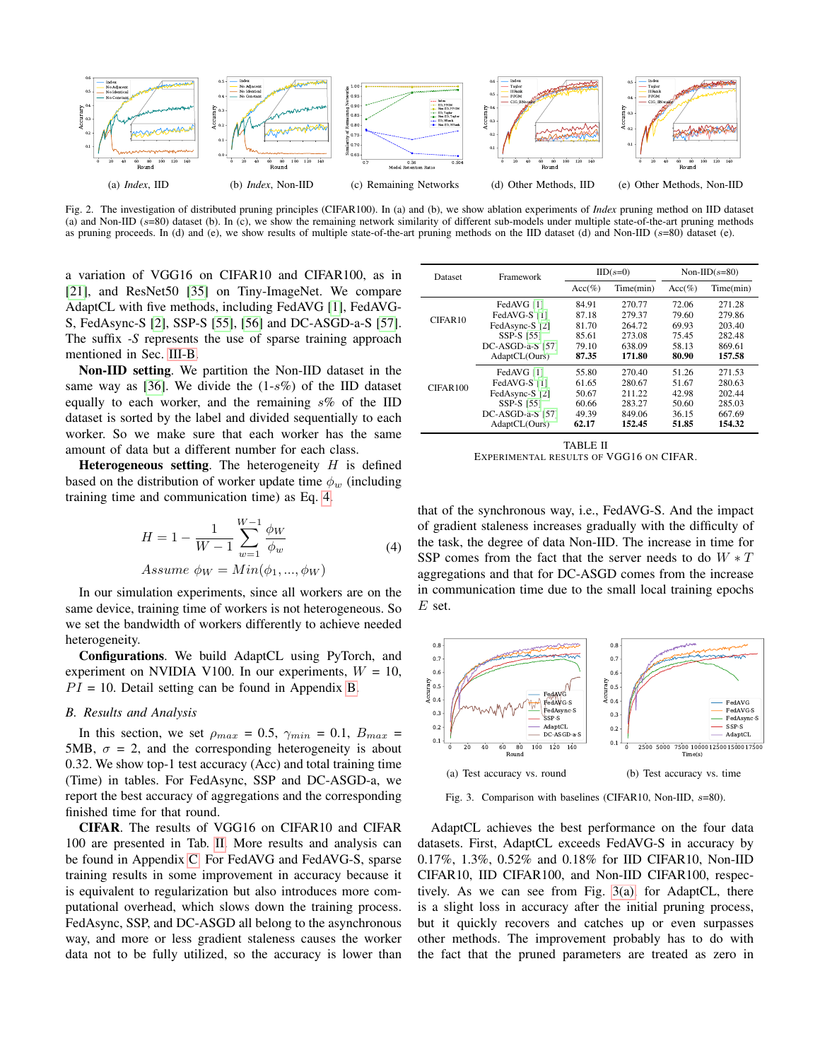(a) *Index*, IID (b) *Index*, Non-IID (c) Remaining Networks (d) Other Methods, IID (e) Other Methods, Non-IID

Fig. 2. The investigation of distributed pruning principles (CIFAR100). In (a) and (b), we show ablation experiments of *Index* pruning method on IID dataset (a) and Non-IID ($s$=80) dataset (b). In (c), we show the remaining network similarity of different sub-models under multiple state-of-the-art pruning methods as pruning proceeds. In (d) and (e), we show results of multiple state-of-the-art pruning methods on the IID dataset (d) and Non-IID ($s$=80) dataset (e).

a variation of VGG16 on CIFAR10 and CIFAR100, as in [21], and ResNet50 [35] on Tiny-ImageNet. We compare AdaptCL with five methods, including FedAVG [1], FedAVG-S, FedAsync-S [2], SSP-S [55], [56] and DC-ASGD-a-S [57]. The suffix *-S* represents the use of sparse training approach mentioned in Sec. III-B.

**Non-IID setting**. We partition the Non-IID dataset in the same way as [36]. We divide the (1-$s$%) of the IID dataset equally to each worker, and the remaining $s$% of the IID dataset is sorted by the label and divided sequentially to each worker. So we make sure that each worker has the same amount of data but a different number for each class.

**Heterogeneous setting**. The heterogeneity $H$ is defined based on the distribution of worker update time $\phi_w$ (including training time and communication time) as Eq. 4.

$$H = 1 - \frac{1}{W-1}\sum_{w=1}^{W-1}\frac{\phi_W}{\phi_w} \qquad (4)$$
$$Assume\ \phi_W = Min(\phi_1, ..., \phi_W)$$

In our simulation experiments, since all workers are on the same device, training time of workers is not heterogeneous. So we set the bandwidth of workers differently to achieve needed heterogeneity.

**Configurations**. We build AdaptCL using PyTorch, and experiment on NVIDIA V100. In our experiments, $W$ = 10, $PI$ = 10. Detail setting can be found in Appendix B.

### B. Results and Analysis

In this section, we set $\rho_{max}$ = 0.5, $\gamma_{min}$ = 0.1, $B_{max}$ = 5MB, $\sigma$ = 2, and the corresponding heterogeneity is about 0.32. We show top-1 test accuracy (Acc) and total training time (Time) in tables. For FedAsync, SSP and DC-ASGD-a, we report the best accuracy of aggregations and the corresponding finished time for that round.

**CIFAR**. The results of VGG16 on CIFAR10 and CIFAR 100 are presented in Tab. II. More results and analysis can be found in Appendix C. For FedAVG and FedAVG-S, sparse training results in some improvement in accuracy because it is equivalent to regularization but also introduces more computational overhead, which slows down the training process. FedAsync, SSP, and DC-ASGD all belong to the asynchronous way, and more or less gradient staleness causes the worker data not to be fully utilized, so the accuracy is lower than that of the synchronous way, i.e., FedAVG-S. And the impact of gradient staleness increases gradually with the difficulty of the task, the degree of data Non-IID. The increase in time for SSP comes from the fact that the server needs to do $W * T$ aggregations and that for DC-ASGD comes from the increase in communication time due to the small local training epochs $E$ set.

| Dataset | Framework | IID($s$=0) | | Non-IID($s$=80) | |
|---|---|---|---|---|---|
| | | Acc(%) | Time(min) | Acc(%) | Time(min) |
| CIFAR10 | FedAVG [1] | 84.91 | 270.77 | 72.06 | 271.28 |
| | FedAVG-S [1] | 87.18 | 279.37 | 79.60 | 279.86 |
| | FedAsync-S [2] | 81.70 | 264.72 | 69.93 | 203.40 |
| | SSP-S [55] | 85.61 | 273.08 | 75.45 | 282.48 |
| | DC-ASGD-a-S [57] | 79.10 | 638.09 | 58.13 | 869.61 |
| | AdaptCL(Ours) | **87.35** | **171.80** | **80.90** | **157.58** |
| CIFAR100 | FedAVG [1] | 55.80 | 270.40 | 51.26 | 271.53 |
| | FedAVG-S [1] | 61.65 | 280.67 | 51.67 | 280.63 |
| | FedAsync-S [2] | 50.67 | 211.22 | 42.98 | 202.44 |
| | SSP-S [55] | 60.66 | 283.27 | 50.60 | 285.03 |
| | DC-ASGD-a-S [57] | 49.39 | 849.06 | 36.15 | 667.69 |
| | AdaptCL(Ours) | **62.17** | **152.45** | **51.85** | **154.32** |

TABLE II
EXPERIMENTAL RESULTS OF VGG16 ON CIFAR.

(a) Test accuracy vs. round (b) Test accuracy vs. time

Fig. 3. Comparison with baselines (CIFAR10, Non-IID, $s$=80).

AdaptCL achieves the best performance on the four data datasets. First, AdaptCL exceeds FedAVG-S in accuracy by 0.17%, 1.3%, 0.52% and 0.18% for IID CIFAR10, Non-IID CIFAR10, IID CIFAR100, and Non-IID CIFAR100, respectively. As we can see from Fig. 3(a), for AdaptCL, there is a slight loss in accuracy after the initial pruning process, but it quickly recovers and catches up or even surpasses other methods. The improvement probably has to do with the fact that the pruned parameters are treated as zero in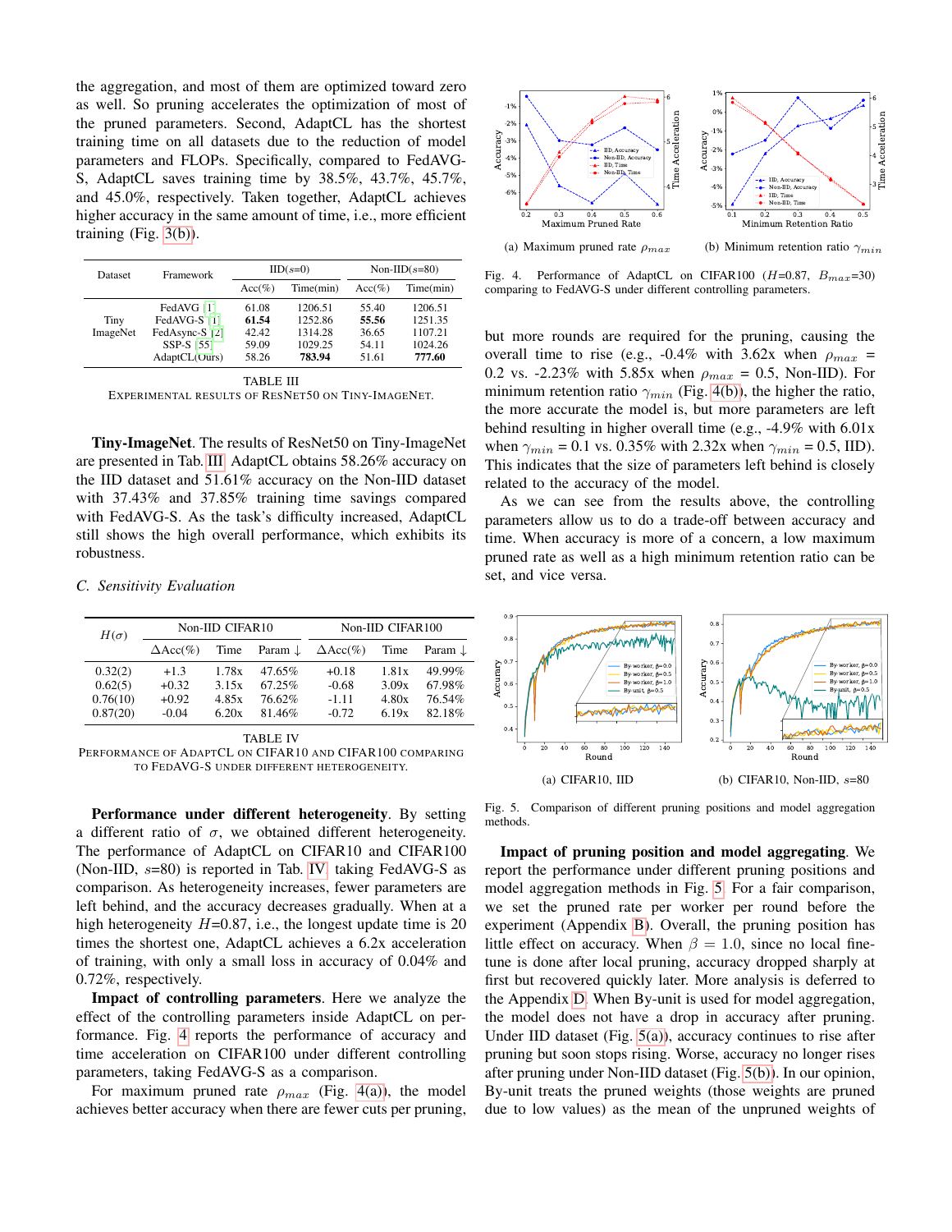the aggregation, and most of them are optimized toward zero as well. So pruning accelerates the optimization of most of the pruned parameters. Second, AdaptCL has the shortest training time on all datasets due to the reduction of model parameters and FLOPs. Specifically, compared to FedAVG-S, AdaptCL saves training time by 38.5%, 43.7%, 45.7%, and 45.0%, respectively. Taken together, AdaptCL achieves higher accuracy in the same amount of time, i.e., more efficient training (Fig. 3(b)).

| Dataset | Framework | IID($s$=0) | | Non-IID($s$=80) | |
|---|---|---|---|---|---|
| | | Acc(%) | Time(min) | Acc(%) | Time(min) |
| Tiny ImageNet | FedAVG [1] | 61.08 | 1206.51 | 55.40 | 1206.51 |
| | FedAVG-S [1] | **61.54** | 1252.86 | **55.56** | 1251.35 |
| | FedAsync-S [2] | 42.42 | 1314.28 | 36.65 | 1107.21 |
| | SSP-S [55] | 59.09 | 1029.25 | 54.11 | 1024.26 |
| | AdaptCL(Ours) | 58.26 | **783.94** | 51.61 | **777.60** |

TABLE III
EXPERIMENTAL RESULTS OF RESNET50 ON TINY-IMAGENET.

**Tiny-ImageNet**. The results of ResNet50 on Tiny-ImageNet are presented in Tab. III. AdaptCL obtains 58.26% accuracy on the IID dataset and 51.61% accuracy on the Non-IID dataset with 37.43% and 37.85% training time savings compared with FedAVG-S. As the task's difficulty increased, AdaptCL still shows the high overall performance, which exhibits its robustness.

### C. Sensitivity Evaluation

| $H(\sigma)$ | Non-IID CIFAR10 | | | Non-IID CIFAR100 | | |
|---|---|---|---|---|---|---|
| | ΔAcc(%) | Time | Param ↓ | ΔAcc(%) | Time | Param ↓ |
| 0.32(2) | +1.3 | 1.78x | 47.65% | +0.18 | 1.81x | 49.99% |
| 0.62(5) | +0.32 | 3.15x | 67.25% | -0.68 | 3.09x | 67.98% |
| 0.76(10) | +0.92 | 4.85x | 76.62% | -1.11 | 4.80x | 76.54% |
| 0.87(20) | -0.04 | 6.20x | 81.46% | -0.72 | 6.19x | 82.18% |

TABLE IV
PERFORMANCE OF ADAPTCL ON CIFAR10 AND CIFAR100 COMPARING TO FEDAVG-S UNDER DIFFERENT HETEROGENEITY.

**Performance under different heterogeneity**. By setting a different ratio of $\sigma$, we obtained different heterogeneity. The performance of AdaptCL on CIFAR10 and CIFAR100 (Non-IID, $s$=80) is reported in Tab. IV taking FedAVG-S as comparison. As heterogeneity increases, fewer parameters are left behind, and the accuracy decreases gradually. When at a high heterogeneity $H$=0.87, i.e., the longest update time is 20 times the shortest one, AdaptCL achieves a 6.2x acceleration of training, with only a small loss in accuracy of 0.04% and 0.72%, respectively.

**Impact of controlling parameters**. Here we analyze the effect of the controlling parameters inside AdaptCL on performance. Fig. 4 reports the performance of accuracy and time acceleration on CIFAR100 under different controlling parameters, taking FedAVG-S as a comparison.

For maximum pruned rate $\rho_{max}$ (Fig. 4(a)), the model achieves better accuracy when there are fewer cuts per pruning,

(a) Maximum pruned rate $\rho_{max}$ (b) Minimum retention ratio $\gamma_{min}$

Fig. 4. Performance of AdaptCL on CIFAR100 ($H$=0.87, $B_{max}$=30) comparing to FedAVG-S under different controlling parameters.

but more rounds are required for the pruning, causing the overall time to rise (e.g., -0.4% with 3.62x when $\rho_{max}$ = 0.2 vs. -2.23% with 5.85x when $\rho_{max}$ = 0.5, Non-IID). For minimum retention ratio $\gamma_{min}$ (Fig. 4(b)), the higher the ratio, the more accurate the model is, but more parameters are left behind resulting in higher overall time (e.g., -4.9% with 6.01x when $\gamma_{min}$ = 0.1 vs. 0.35% with 2.32x when $\gamma_{min}$ = 0.5, IID). This indicates that the size of parameters left behind is closely related to the accuracy of the model.

As we can see from the results above, the controlling parameters allow us to do a trade-off between accuracy and time. When accuracy is more of a concern, a low maximum pruned rate as well as a high minimum retention ratio can be set, and vice versa.

(a) CIFAR10, IID (b) CIFAR10, Non-IID, $s$=80

Fig. 5. Comparison of different pruning positions and model aggregation methods.

**Impact of pruning position and model aggregating**. We report the performance under different pruning positions and model aggregation methods in Fig. 5. For a fair comparison, we set the pruned rate per worker per round before the experiment (Appendix B). Overall, the pruning position has little effect on accuracy. When $\beta = 1.0$, since no local fine-tune is done after local pruning, accuracy dropped sharply at first but recovered quickly later. More analysis is deferred to the Appendix D. When By-unit is used for model aggregation, the model does not have a drop in accuracy after pruning. Under IID dataset (Fig. 5(a)), accuracy continues to rise after pruning but soon stops rising. Worse, accuracy no longer rises after pruning under Non-IID dataset (Fig. 5(b)). In our opinion, By-unit treats the pruned weights (those weights are pruned due to low values) as the mean of the unpruned weights of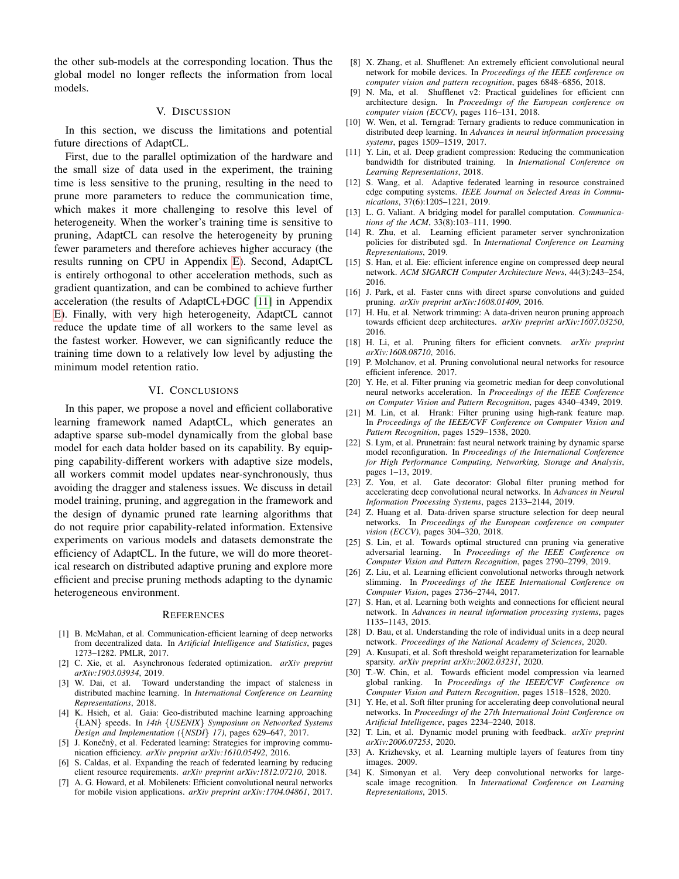the other sub-models at the corresponding location. Thus the global model no longer reflects the information from local models.

## V. Discussion

In this section, we discuss the limitations and potential future directions of AdaptCL.

First, due to the parallel optimization of the hardware and the small size of data used in the experiment, the training time is less sensitive to the pruning, resulting in the need to prune more parameters to reduce the communication time, which makes it more challenging to resolve this level of heterogeneity. When the worker's training time is sensitive to pruning, AdaptCL can resolve the heterogeneity by pruning fewer parameters and therefore achieves higher accuracy (the results running on CPU in Appendix E). Second, AdaptCL is entirely orthogonal to other acceleration methods, such as gradient quantization, and can be combined to achieve further acceleration (the results of AdaptCL+DGC [11] in Appendix E). Finally, with very high heterogeneity, AdaptCL cannot reduce the update time of all workers to the same level as the fastest worker. However, we can significantly reduce the training time down to a relatively low level by adjusting the minimum model retention ratio.

## VI. Conclusions

In this paper, we propose a novel and efficient collaborative learning framework named AdaptCL, which generates an adaptive sparse sub-model dynamically from the global base model for each data holder based on its capability. By equipping capability-different workers with adaptive size models, all workers commit model updates near-synchronously, thus avoiding the dragger and staleness issues. We discuss in detail model training, pruning, and aggregation in the framework and the design of dynamic pruned rate learning algorithms that do not require prior capability-related information. Extensive experiments on various models and datasets demonstrate the efficiency of AdaptCL. In the future, we will do more theoretical research on distributed adaptive pruning and explore more efficient and precise pruning methods adapting to the dynamic heterogeneous environment.

## References

[1] B. McMahan, et al. Communication-efficient learning of deep networks from decentralized data. In *Artificial Intelligence and Statistics*, pages 1273–1282. PMLR, 2017.

[2] C. Xie, et al. Asynchronous federated optimization. *arXiv preprint arXiv:1903.03934*, 2019.

[3] W. Dai, et al. Toward understanding the impact of staleness in distributed machine learning. In *International Conference on Learning Representations*, 2018.

[4] K. Hsieh, et al. Gaia: Geo-distributed machine learning approaching {LAN} speeds. In *14th {USENIX} Symposium on Networked Systems Design and Implementation ({NSDI} 17)*, pages 629–647, 2017.

[5] J. Konečnỳ, et al. Federated learning: Strategies for improving communication efficiency. *arXiv preprint arXiv:1610.05492*, 2016.

[6] S. Caldas, et al. Expanding the reach of federated learning by reducing client resource requirements. *arXiv preprint arXiv:1812.07210*, 2018.

[7] A. G. Howard, et al. Mobilenets: Efficient convolutional neural networks for mobile vision applications. *arXiv preprint arXiv:1704.04861*, 2017.

[8] X. Zhang, et al. Shufflenet: An extremely efficient convolutional neural network for mobile devices. In *Proceedings of the IEEE conference on computer vision and pattern recognition*, pages 6848–6856, 2018.

[9] N. Ma, et al. Shufflenet v2: Practical guidelines for efficient cnn architecture design. In *Proceedings of the European conference on computer vision (ECCV)*, pages 116–131, 2018.

[10] W. Wen, et al. Terngrad: Ternary gradients to reduce communication in distributed deep learning. In *Advances in neural information processing systems*, pages 1509–1519, 2017.

[11] Y. Lin, et al. Deep gradient compression: Reducing the communication bandwidth for distributed training. In *International Conference on Learning Representations*, 2018.

[12] S. Wang, et al. Adaptive federated learning in resource constrained edge computing systems. *IEEE Journal on Selected Areas in Communications*, 37(6):1205–1221, 2019.

[13] L. G. Valiant. A bridging model for parallel computation. *Communications of the ACM*, 33(8):103–111, 1990.

[14] R. Zhu, et al. Learning efficient parameter server synchronization policies for distributed sgd. In *International Conference on Learning Representations*, 2019.

[15] S. Han, et al. Eie: efficient inference engine on compressed deep neural network. *ACM SIGARCH Computer Architecture News*, 44(3):243–254, 2016.

[16] J. Park, et al. Faster cnns with direct sparse convolutions and guided pruning. *arXiv preprint arXiv:1608.01409*, 2016.

[17] H. Hu, et al. Network trimming: A data-driven neuron pruning approach towards efficient deep architectures. *arXiv preprint arXiv:1607.03250*, 2016.

[18] H. Li, et al. Pruning filters for efficient convnets. *arXiv preprint arXiv:1608.08710*, 2016.

[19] P. Molchanov, et al. Pruning convolutional neural networks for resource efficient inference. 2017.

[20] Y. He, et al. Filter pruning via geometric median for deep convolutional neural networks acceleration. In *Proceedings of the IEEE Conference on Computer Vision and Pattern Recognition*, pages 4340–4349, 2019.

[21] M. Lin, et al. Hrank: Filter pruning using high-rank feature map. In *Proceedings of the IEEE/CVF Conference on Computer Vision and Pattern Recognition*, pages 1529–1538, 2020.

[22] S. Lym, et al. Prunetrain: fast neural network training by dynamic sparse model reconfiguration. In *Proceedings of the International Conference for High Performance Computing, Networking, Storage and Analysis*, pages 1–13, 2019.

[23] Z. You, et al. Gate decorator: Global filter pruning method for accelerating deep convolutional neural networks. In *Advances in Neural Information Processing Systems*, pages 2133–2144, 2019.

[24] Z. Huang et al. Data-driven sparse structure selection for deep neural networks. In *Proceedings of the European conference on computer vision (ECCV)*, pages 304–320, 2018.

[25] S. Lin, et al. Towards optimal structured cnn pruning via generative adversarial learning. In *Proceedings of the IEEE Conference on Computer Vision and Pattern Recognition*, pages 2790–2799, 2019.

[26] Z. Liu, et al. Learning efficient convolutional networks through network slimming. In *Proceedings of the IEEE International Conference on Computer Vision*, pages 2736–2744, 2017.

[27] S. Han, et al. Learning both weights and connections for efficient neural network. In *Advances in neural information processing systems*, pages 1135–1143, 2015.

[28] D. Bau, et al. Understanding the role of individual units in a deep neural network. *Proceedings of the National Academy of Sciences*, 2020.

[29] A. Kusupati, et al. Soft threshold weight reparameterization for learnable sparsity. *arXiv preprint arXiv:2002.03231*, 2020.

[30] T.-W. Chin, et al. Towards efficient model compression via learned global ranking. In *Proceedings of the IEEE/CVF Conference on Computer Vision and Pattern Recognition*, pages 1518–1528, 2020.

[31] Y. He, et al. Soft filter pruning for accelerating deep convolutional neural networks. In *Proceedings of the 27th International Joint Conference on Artificial Intelligence*, pages 2234–2240, 2018.

[32] T. Lin, et al. Dynamic model pruning with feedback. *arXiv preprint arXiv:2006.07253*, 2020.

[33] A. Krizhevsky, et al. Learning multiple layers of features from tiny images. 2009.

[34] K. Simonyan et al. Very deep convolutional networks for large-scale image recognition. In *International Conference on Learning Representations*, 2015.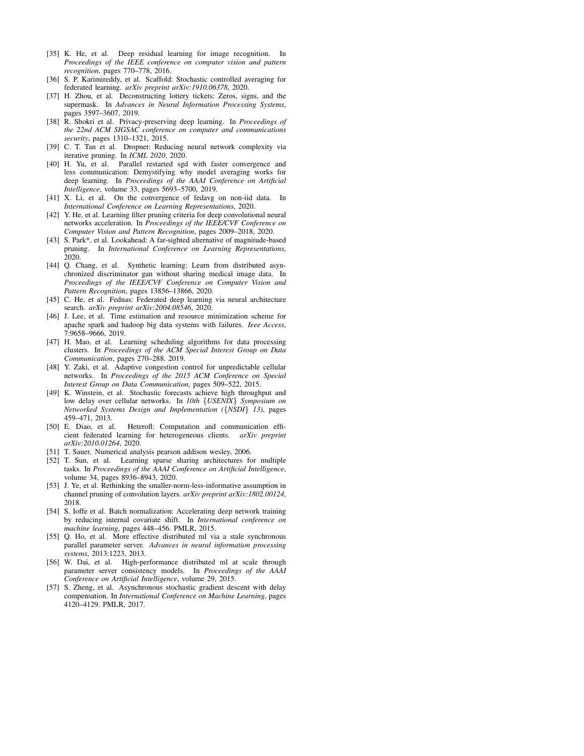[35] K. He, et al. Deep residual learning for image recognition. In *Proceedings of the IEEE conference on computer vision and pattern recognition*, pages 770–778, 2016.

[36] S. P. Karimireddy, et al. Scaffold: Stochastic controlled averaging for federated learning. *arXiv preprint arXiv:1910.06378*, 2020.

[37] H. Zhou, et al. Deconstructing lottery tickets: Zeros, signs, and the supermask. In *Advances in Neural Information Processing Systems*, pages 3597–3607, 2019.

[38] R. Shokri et al. Privacy-preserving deep learning. In *Proceedings of the 22nd ACM SIGSAC conference on computer and communications security*, pages 1310–1321, 2015.

[39] C. T. Tan et al. Dropnet: Reducing neural network complexity via iterative pruning. In *ICML 2020*, 2020.

[40] H. Yu, et al. Parallel restarted sgd with faster convergence and less communication: Demystifying why model averaging works for deep learning. In *Proceedings of the AAAI Conference on Artificial Intelligence*, volume 33, pages 5693–5700, 2019.

[41] X. Li, et al. On the convergence of fedavg on non-iid data. In *International Conference on Learning Representations*, 2020.

[42] Y. He, et al. Learning filter pruning criteria for deep convolutional neural networks acceleration. In *Proceedings of the IEEE/CVF Conference on Computer Vision and Pattern Recognition*, pages 2009–2018, 2020.

[43] S. Park*, et al. Lookahead: A far-sighted alternative of magnitude-based pruning. In *International Conference on Learning Representations*, 2020.

[44] Q. Chang, et al. Synthetic learning: Learn from distributed asynchronized discriminator gan without sharing medical image data. In *Proceedings of the IEEE/CVF Conference on Computer Vision and Pattern Recognition*, pages 13856–13866, 2020.

[45] C. He, et al. Fednas: Federated deep learning via neural architecture search. *arXiv preprint arXiv:2004.08546*, 2020.

[46] J. Lee, et al. Time estimation and resource minimization scheme for apache spark and hadoop big data systems with failures. *Ieee Access*, 7:9658–9666, 2019.

[47] H. Mao, et al. Learning scheduling algorithms for data processing clusters. In *Proceedings of the ACM Special Interest Group on Data Communication*, pages 270–288. 2019.

[48] Y. Zaki, et al. Adaptive congestion control for unpredictable cellular networks. In *Proceedings of the 2015 ACM Conference on Special Interest Group on Data Communication*, pages 509–522, 2015.

[49] K. Winstein, et al. Stochastic forecasts achieve high throughput and low delay over cellular networks. In *10th {USENIX} Symposium on Networked Systems Design and Implementation ({NSDI} 13)*, pages 459–471, 2013.

[50] E. Diao, et al. Heterofl: Computation and communication efficient federated learning for heterogeneous clients. *arXiv preprint arXiv:2010.01264*, 2020.

[51] T. Sauer. Numerical analysis pearson addison wesley, 2006.

[52] T. Sun, et al. Learning sparse sharing architectures for multiple tasks. In *Proceedings of the AAAI Conference on Artificial Intelligence*, volume 34, pages 8936–8943, 2020.

[53] J. Ye, et al. Rethinking the smaller-norm-less-informative assumption in channel pruning of convolution layers. *arXiv preprint arXiv:1802.00124*, 2018.

[54] S. Ioffe et al. Batch normalization: Accelerating deep network training by reducing internal covariate shift. In *International conference on machine learning*, pages 448–456. PMLR, 2015.

[55] Q. Ho, et al. More effective distributed ml via a stale synchronous parallel parameter server. *Advances in neural information processing systems*, 2013:1223, 2013.

[56] W. Dai, et al. High-performance distributed ml at scale through parameter server consistency models. In *Proceedings of the AAAI Conference on Artificial Intelligence*, volume 29, 2015.

[57] S. Zheng, et al. Asynchronous stochastic gradient descent with delay compensation. In *International Conference on Machine Learning*, pages 4120–4129. PMLR, 2017.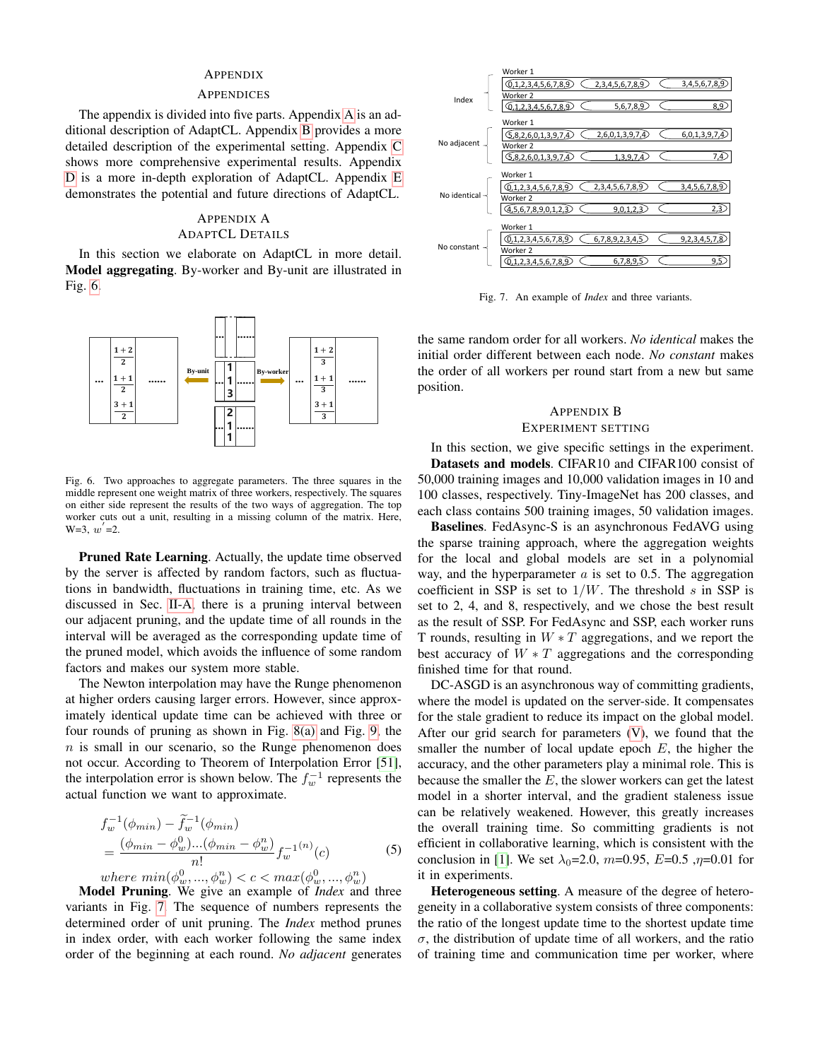# APPENDIX

## APPENDICES

The appendix is divided into five parts. Appendix A is an additional description of AdaptCL. Appendix B provides a more detailed description of the experimental setting. Appendix C shows more comprehensive experimental results. Appendix D is a more in-depth exploration of AdaptCL. Appendix E demonstrates the potential and future directions of AdaptCL.

## APPENDIX A
## ADAPTCL DETAILS

In this section we elaborate on AdaptCL in more detail. **Model aggregating**. By-worker and By-unit are illustrated in Fig. 6.

Fig. 6. Two approaches to aggregate parameters. The three squares in the middle represent one weight matrix of three workers, respectively. The squares on either side represent the results of the two ways of aggregation. The top worker cuts out a unit, resulting in a missing column of the matrix. Here, W=3, $w^{'}$=2.

**Pruned Rate Learning**. Actually, the update time observed by the server is affected by random factors, such as fluctuations in bandwidth, fluctuations in training time, etc. As we discussed in Sec. II-A, there is a pruning interval between our adjacent pruning, and the update time of all rounds in the interval will be averaged as the corresponding update time of the pruned model, which avoids the influence of some random factors and makes our system more stable.

The Newton interpolation may have the Runge phenomenon at higher orders causing larger errors. However, since approximately identical update time can be achieved with three or four rounds of pruning as shown in Fig. 8(a) and Fig. 9, the $n$ is small in our scenario, so the Runge phenomenon does not occur. According to Theorem of Interpolation Error [51], the interpolation error is shown below. The $f_w^{-1}$ represents the actual function we want to approximate.

$$
\begin{aligned}
&f_w^{-1}(\phi_{min}) - \widetilde{f}_w^{-1}(\phi_{min}) \\
&= \frac{(\phi_{min}-\phi_w^0)...(\phi_{min}-\phi_w^n)}{n!} f_w^{-1(n)}(c) \\
&where\ min(\phi_w^0,...,\phi_w^n) < c < max(\phi_w^0,...,\phi_w^n)
\end{aligned}
\tag{5}
$$

**Model Pruning**. We give an example of *Index* and three variants in Fig. 7. The sequence of numbers represents the determined order of unit pruning. The *Index* method prunes in index order, with each worker following the same index order of the beginning at each round. *No adjacent* generates the same random order for all workers. *No identical* makes the initial order different between each node. *No constant* makes the order of all workers per round start from a new but same position.

Fig. 7. An example of *Index* and three variants.

## APPENDIX B
## EXPERIMENT SETTING

In this section, we give specific settings in the experiment. **Datasets and models**. CIFAR10 and CIFAR100 consist of 50,000 training images and 10,000 validation images in 10 and 100 classes, respectively. Tiny-ImageNet has 200 classes, and each class contains 500 training images, 50 validation images.

**Baselines**. FedAsync-S is an asynchronous FedAVG using the sparse training approach, where the aggregation weights for the local and global models are set in a polynomial way, and the hyperparameter $a$ is set to 0.5. The aggregation coefficient in SSP is set to $1/W$. The threshold $s$ in SSP is set to 2, 4, and 8, respectively, and we chose the best result as the result of SSP. For FedAsync and SSP, each worker runs T rounds, resulting in $W * T$ aggregations, and we report the best accuracy of $W * T$ aggregations and the corresponding finished time for that round.

DC-ASGD is an asynchronous way of committing gradients, where the model is updated on the server-side. It compensates for the stale gradient to reduce its impact on the global model. After our grid search for parameters (V), we found that the smaller the number of local update epoch $E$, the higher the accuracy, and the other parameters play a minimal role. This is because the smaller the $E$, the slower workers can get the latest model in a shorter interval, and the gradient staleness issue can be relatively weakened. However, this greatly increases the overall training time. So committing gradients is not efficient in collaborative learning, which is consistent with the conclusion in [1]. We set $\lambda_0$=2.0, $m$=0.95, $E$=0.5 ,$\eta$=0.01 for it in experiments.

**Heterogeneous setting**. A measure of the degree of heterogeneity in a collaborative system consists of three components: the ratio of the longest update time to the shortest update time $\sigma$, the distribution of update time of all workers, and the ratio of training time and communication time per worker, where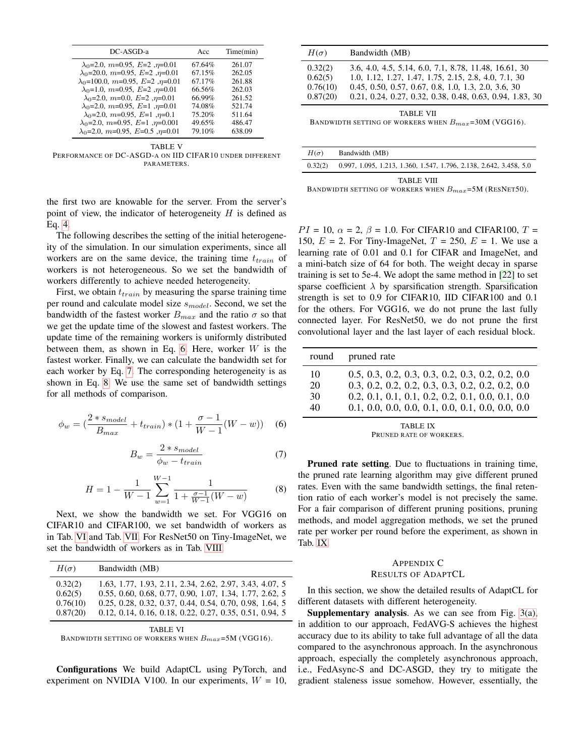| DC-ASGD-a | Acc | Time(min) |
|---|---|---|
| $\lambda_0$=2.0, $m$=0.95, $E$=2 ,$\eta$=0.01 | 67.64% | 261.07 |
| $\lambda_0$=20.0, $m$=0.95, $E$=2 ,$\eta$=0.01 | 67.15% | 262.05 |
| $\lambda_0$=100.0, $m$=0.95, $E$=2 ,$\eta$=0.01 | 67.17% | 261.88 |
| $\lambda_0$=1.0, $m$=0.95, $E$=2 ,$\eta$=0.01 | 66.56% | 262.03 |
| $\lambda_0$=2.0, $m$=0.0, $E$=2 ,$\eta$=0.01 | 66.99% | 261.52 |
| $\lambda_0$=2.0, $m$=0.95, $E$=1 ,$\eta$=0.01 | 74.08% | 521.74 |
| $\lambda_0$=2.0, $m$=0.95, $E$=1 ,$\eta$=0.1 | 75.20% | 511.64 |
| $\lambda_0$=2.0, $m$=0.95, $E$=1 ,$\eta$=0.001 | 49.65% | 486.47 |
| $\lambda_0$=2.0, $m$=0.95, $E$=0.5 ,$\eta$=0.01 | 79.10% | 638.09 |

TABLE V
PERFORMANCE OF DC-ASGD-A ON IID CIFAR10 UNDER DIFFERENT PARAMETERS.

the first two are knowable for the server. From the server's point of view, the indicator of heterogeneity $H$ is defined as Eq. 4.

The following describes the setting of the initial heterogeneity of the simulation. In our simulation experiments, since all workers are on the same device, the training time $t_{train}$ of workers is not heterogeneous. So we set the bandwidth of workers differently to achieve needed heterogeneity.

First, we obtain $t_{train}$ by measuring the sparse training time per round and calculate model size $s_{model}$. Second, we set the bandwidth of the fastest worker $B_{max}$ and the ratio $\sigma$ so that we get the update time of the slowest and fastest workers. The update time of the remaining workers is uniformly distributed between them, as shown in Eq. 6. Here, worker $W$ is the fastest worker. Finally, we can calculate the bandwidth set for each worker by Eq. 7. The corresponding heterogeneity is as shown in Eq. 8. We use the same set of bandwidth settings for all methods of comparison.

$$\phi_w = (\frac{2 * s_{model}}{B_{max}} + t_{train}) * (1 + \frac{\sigma - 1}{W - 1}(W - w)) \quad (6)$$

$$B_w = \frac{2 * s_{model}}{\phi_w - t_{train}} \quad (7)$$

$$H = 1 - \frac{1}{W-1} \sum_{w=1}^{W-1} \frac{1}{1 + \frac{\sigma - 1}{W-1}(W - w)} \quad (8)$$

Next, we show the bandwidth we set. For VGG16 on CIFAR10 and CIFAR100, we set bandwidth of workers as in Tab. VI and Tab. VII. For ResNet50 on Tiny-ImageNet, we set the bandwidth of workers as in Tab. VIII.

| $H(\sigma)$ | Bandwidth (MB) |
|---|---|
| 0.32(2) | 1.63, 1.77, 1.93, 2.11, 2.34, 2.62, 2.97, 3.43, 4.07, 5 |
| 0.62(5) | 0.55, 0.60, 0.68, 0.77, 0.90, 1.07, 1.34, 1.77, 2.62, 5 |
| 0.76(10) | 0.25, 0.28, 0.32, 0.37, 0.44, 0.54, 0.70, 0.98, 1.64, 5 |
| 0.87(20) | 0.12, 0.14, 0.16, 0.18, 0.22, 0.27, 0.35, 0.51, 0.94, 5 |

TABLE VI
BANDWIDTH SETTING OF WORKERS WHEN $B_{max}$=5M (VGG16).

**Configurations** We build AdaptCL using PyTorch, and experiment on NVIDIA V100. In our experiments, $W$ = 10, $PI$ = 10, $\alpha$ = 2, $\beta$ = 1.0. For CIFAR10 and CIFAR100, $T$ = 150, $E$ = 2. For Tiny-ImageNet, $T$ = 250, $E$ = 1. We use a learning rate of 0.01 and 0.1 for CIFAR and ImageNet, and a mini-batch size of 64 for both. The weight decay in sparse training is set to 5e-4. We adopt the same method in [22] to set sparse coefficient $\lambda$ by sparsification strength. Sparsification strength is set to 0.9 for CIFAR10, IID CIFAR100 and 0.1 for the others. For VGG16, we do not prune the last fully connected layer. For ResNet50, we do not prune the first convolutional layer and the last layer of each residual block.

| $H(\sigma)$ | Bandwidth (MB) |
|---|---|
| 0.32(2) | 3.6, 4.0, 4.5, 5.14, 6.0, 7.1, 8.78, 11.48, 16.61, 30 |
| 0.62(5) | 1.0, 1.12, 1.27, 1.47, 1.75, 2.15, 2.8, 4.0, 7.1, 30 |
| 0.76(10) | 0.45, 0.50, 0.57, 0.67, 0.8, 1.0, 1.3, 2.0, 3.6, 30 |
| 0.87(20) | 0.21, 0.24, 0.27, 0.32, 0.38, 0.48, 0.63, 0.94, 1.83, 30 |

TABLE VII
BANDWIDTH SETTING OF WORKERS WHEN $B_{max}$=30M (VGG16).

| $H(\sigma)$ | Bandwidth (MB) |
|---|---|
| 0.32(2) | 0.997, 1.095, 1.213, 1.360, 1.547, 1.796, 2.138, 2.642, 3.458, 5.0 |

TABLE VIII
BANDWIDTH SETTING OF WORKERS WHEN $B_{max}$=5M (RESNET50).

| round | pruned rate |
|---|---|
| 10 | 0.5, 0.3, 0.2, 0.3, 0.3, 0.2, 0.3, 0.2, 0.2, 0.0 |
| 20 | 0.3, 0.2, 0.2, 0.2, 0.3, 0.3, 0.2, 0.2, 0.2, 0.0 |
| 30 | 0.2, 0.1, 0.1, 0.1, 0.2, 0.2, 0.1, 0.0, 0.1, 0.0 |
| 40 | 0.1, 0.0, 0.0, 0.0, 0.1, 0.0, 0.1, 0.0, 0.0, 0.0 |

TABLE IX
PRUNED RATE OF WORKERS.

**Pruned rate setting**. Due to fluctuations in training time, the pruned rate learning algorithm may give different pruned rates. Even with the same bandwidth settings, the final retention ratio of each worker's model is not precisely the same. For a fair comparison of different pruning positions, pruning methods, and model aggregation methods, we set the pruned rate per worker per round before the experiment, as shown in Tab. IX.

## APPENDIX C
## RESULTS OF ADAPTCL

In this section, we show the detailed results of AdaptCL for different datasets with different heterogeneity.

**Supplementary analysis**. As we can see from Fig. 3(a), in addition to our approach, FedAVG-S achieves the highest accuracy due to its ability to take full advantage of all the data compared to the asynchronous approach. In the asynchronous approach, especially the completely asynchronous approach, i.e., FedAsync-S and DC-ASGD, they try to mitigate the gradient staleness issue somehow. However, essentially, the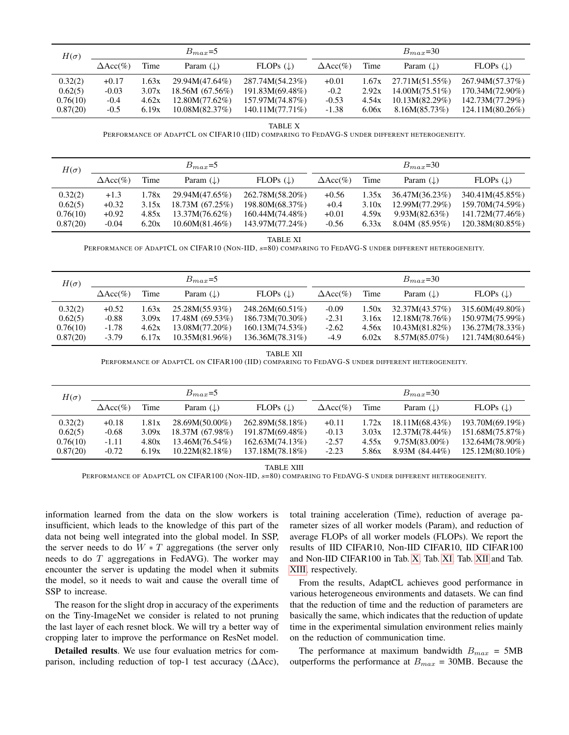| $H(\sigma)$ | $B_{max}$=5 | | | | $B_{max}$=30 | | | |
|---|---|---|---|---|---|---|---|---|
| | $\Delta$Acc(%) | Time | Param (↓) | FLOPs (↓) | $\Delta$Acc(%) | Time | Param (↓) | FLOPs (↓) |
| 0.32(2) | +0.17 | 1.63x | 29.94M(47.64%) | 287.74M(54.23%) | +0.01 | 1.67x | 27.71M(51.55%) | 267.94M(57.37%) |
| 0.62(5) | -0.03 | 3.07x | 18.56M (67.56%) | 191.83M(69.48%) | -0.2 | 2.92x | 14.00M(75.51%) | 170.34M(72.90%) |
| 0.76(10) | -0.4 | 4.62x | 12.80M(77.62%) | 157.97M(74.87%) | -0.53 | 4.54x | 10.13M(82.29%) | 142.73M(77.29%) |
| 0.87(20) | -0.5 | 6.19x | 10.08M(82.37%) | 140.11M(77.71%) | -1.38 | 6.06x | 8.16M(85.73%) | 124.11M(80.26%) |

TABLE X
PERFORMANCE OF ADAPTCL ON CIFAR10 (IID) COMPARING TO FEDAVG-S UNDER DIFFERENT HETEROGENEITY.

| $H(\sigma)$ | $B_{max}$=5 | | | | $B_{max}$=30 | | | |
|---|---|---|---|---|---|---|---|---|
| | $\Delta$Acc(%) | Time | Param (↓) | FLOPs (↓) | $\Delta$Acc(%) | Time | Param (↓) | FLOPs (↓) |
| 0.32(2) | +1.3 | 1.78x | 29.94M(47.65%) | 262.78M(58.20%) | +0.56 | 1.35x | 36.47M(36.23%) | 340.41M(45.85%) |
| 0.62(5) | +0.32 | 3.15x | 18.73M (67.25%) | 198.80M(68.37%) | +0.4 | 3.10x | 12.99M(77.29%) | 159.70M(74.59%) |
| 0.76(10) | +0.92 | 4.85x | 13.37M(76.62%) | 160.44M(74.48%) | +0.01 | 4.59x | 9.93M(82.63%) | 141.72M(77.46%) |
| 0.87(20) | -0.04 | 6.20x | 10.60M(81.46%) | 143.97M(77.24%) | -0.56 | 6.33x | 8.04M (85.95%) | 120.38M(80.85%) |

TABLE XI
PERFORMANCE OF ADAPTCL ON CIFAR10 (NON-IID, $s$=80) COMPARING TO FEDAVG-S UNDER DIFFERENT HETEROGENEITY.

| $H(\sigma)$ | $B_{max}$=5 | | | | $B_{max}$=30 | | | |
|---|---|---|---|---|---|---|---|---|
| | $\Delta$Acc(%) | Time | Param (↓) | FLOPs (↓) | $\Delta$Acc(%) | Time | Param (↓) | FLOPs (↓) |
| 0.32(2) | +0.52 | 1.63x | 25.28M(55.93%) | 248.26M(60.51%) | -0.09 | 1.50x | 32.37M(43.57%) | 315.60M(49.80%) |
| 0.62(5) | -0.88 | 3.09x | 17.48M (69.53%) | 186.73M(70.30%) | -2.31 | 3.16x | 12.18M(78.76%) | 150.97M(75.99%) |
| 0.76(10) | -1.78 | 4.62x | 13.08M(77.20%) | 160.13M(74.53%) | -2.62 | 4.56x | 10.43M(81.82%) | 136.27M(78.33%) |
| 0.87(20) | -3.79 | 6.17x | 10.35M(81.96%) | 136.36M(78.31%) | -4.9 | 6.02x | 8.57M(85.07%) | 121.74M(80.64%) |

TABLE XII
PERFORMANCE OF ADAPTCL ON CIFAR100 (IID) COMPARING TO FEDAVG-S UNDER DIFFERENT HETEROGENEITY.

| $H(\sigma)$ | $B_{max}$=5 | | | | $B_{max}$=30 | | | |
|---|---|---|---|---|---|---|---|---|
| | $\Delta$Acc(%) | Time | Param (↓) | FLOPs (↓) | $\Delta$Acc(%) | Time | Param (↓) | FLOPs (↓) |
| 0.32(2) | +0.18 | 1.81x | 28.69M(50.00%) | 262.89M(58.18%) | +0.11 | 1.72x | 18.11M(68.43%) | 193.70M(69.19%) |
| 0.62(5) | -0.68 | 3.09x | 18.37M (67.98%) | 191.87M(69.48%) | -0.13 | 3.03x | 12.37M(78.44%) | 151.68M(75.87%) |
| 0.76(10) | -1.11 | 4.80x | 13.46M(76.54%) | 162.63M(74.13%) | -2.57 | 4.55x | 9.75M(83.00%) | 132.64M(78.90%) |
| 0.87(20) | -0.72 | 6.19x | 10.22M(82.18%) | 137.18M(78.18%) | -2.23 | 5.86x | 8.93M (84.44%) | 125.12M(80.10%) |

TABLE XIII
PERFORMANCE OF ADAPTCL ON CIFAR100 (NON-IID, $s$=80) COMPARING TO FEDAVG-S UNDER DIFFERENT HETEROGENEITY.

information learned from the data on the slow workers is insufficient, which leads to the knowledge of this part of the data not being well integrated into the global model. In SSP, the server needs to do $W * T$ aggregations (the server only needs to do $T$ aggregations in FedAVG). The worker may encounter the server is updating the model when it submits the model, so it needs to wait and cause the overall time of SSP to increase.

The reason for the slight drop in accuracy of the experiments on the Tiny-ImageNet we consider is related to not pruning the last layer of each resnet block. We will try a better way of cropping later to improve the performance on ResNet model.

**Detailed results**. We use four evaluation metrics for comparison, including reduction of top-1 test accuracy ($\Delta$Acc), total training acceleration (Time), reduction of average parameter sizes of all worker models (Param), and reduction of average FLOPs of all worker models (FLOPs). We report the results of IID CIFAR10, Non-IID CIFAR10, IID CIFAR100 and Non-IID CIFAR100 in Tab. X, Tab. XI, Tab. XII and Tab. XIII, respectively.

From the results, AdaptCL achieves good performance in various heterogeneous environments and datasets. We can find that the reduction of time and the reduction of parameters are basically the same, which indicates that the reduction of update time in the experimental simulation environment relies mainly on the reduction of communication time.

The performance at maximum bandwidth $B_{max}$ = 5MB outperforms the performance at $B_{max}$ = 30MB. Because the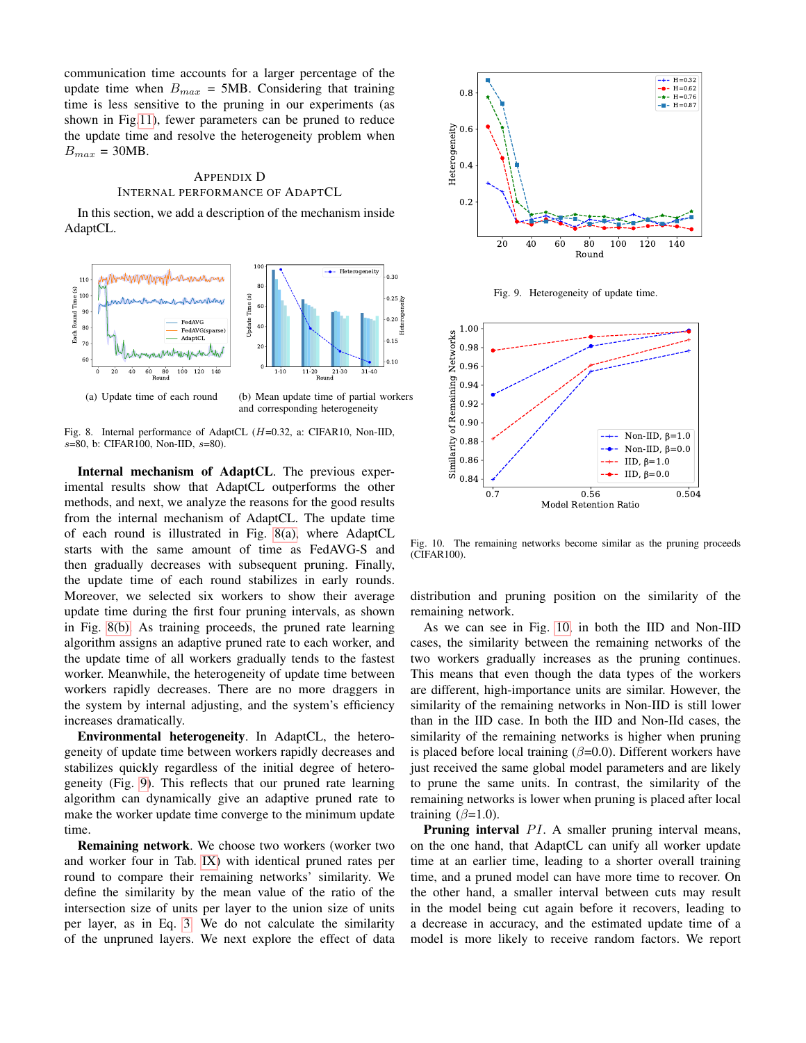communication time accounts for a larger percentage of the update time when $B_{max}$ = 5MB. Considering that training time is less sensitive to the pruning in our experiments (as shown in Fig.11), fewer parameters can be pruned to reduce the update time and resolve the heterogeneity problem when $B_{max}$ = 30MB.

## Appendix D
## Internal Performance of AdaptCL

In this section, we add a description of the mechanism inside AdaptCL.

(a) Update time of each round

(b) Mean update time of partial workers and corresponding heterogeneity

Fig. 8. Internal performance of AdaptCL ($H$=0.32, a: CIFAR10, Non-IID, $s$=80, b: CIFAR100, Non-IID, $s$=80).

**Internal mechanism of AdaptCL**. The previous experimental results show that AdaptCL outperforms the other methods, and next, we analyze the reasons for the good results from the internal mechanism of AdaptCL. The update time of each round is illustrated in Fig. 8(a), where AdaptCL starts with the same amount of time as FedAVG-S and then gradually decreases with subsequent pruning. Finally, the update time of each round stabilizes in early rounds. Moreover, we selected six workers to show their average update time during the first four pruning intervals, as shown in Fig. 8(b). As training proceeds, the pruned rate learning algorithm assigns an adaptive pruned rate to each worker, and the update time of all workers gradually tends to the fastest worker. Meanwhile, the heterogeneity of update time between workers rapidly decreases. There are no more draggers in the system by internal adjusting, and the system's efficiency increases dramatically.

**Environmental heterogeneity**. In AdaptCL, the heterogeneity of update time between workers rapidly decreases and stabilizes quickly regardless of the initial degree of heterogeneity (Fig. 9). This reflects that our pruned rate learning algorithm can dynamically give an adaptive pruned rate to make the worker update time converge to the minimum update time.

**Remaining network**. We choose two workers (worker two and worker four in Tab. IX) with identical pruned rates per round to compare their remaining networks' similarity. We define the similarity by the mean value of the ratio of the intersection size of units per layer to the union size of units per layer, as in Eq. 3. We do not calculate the similarity of the unpruned layers. We next explore the effect of data distribution and pruning position on the similarity of the remaining network.

Fig. 9. Heterogeneity of update time.

Fig. 10. The remaining networks become similar as the pruning proceeds (CIFAR100).

As we can see in Fig. 10, in both the IID and Non-IID cases, the similarity between the remaining networks of the two workers gradually increases as the pruning continues. This means that even though the data types of the workers are different, high-importance units are similar. However, the similarity of the remaining networks in Non-IID is still lower than in the IID case. In both the IID and Non-IId cases, the similarity of the remaining networks is higher when pruning is placed before local training ($\beta$=0.0). Different workers have just received the same global model parameters and are likely to prune the same units. In contrast, the similarity of the remaining networks is lower when pruning is placed after local training ($\beta$=1.0).

**Pruning interval** $PI$. A smaller pruning interval means, on the one hand, that AdaptCL can unify all worker update time at an earlier time, leading to a shorter overall training time, and a pruned model can have more time to recover. On the other hand, a smaller interval between cuts may result in the model being cut again before it recovers, leading to a decrease in accuracy, and the estimated update time of a model is more likely to receive random factors. We report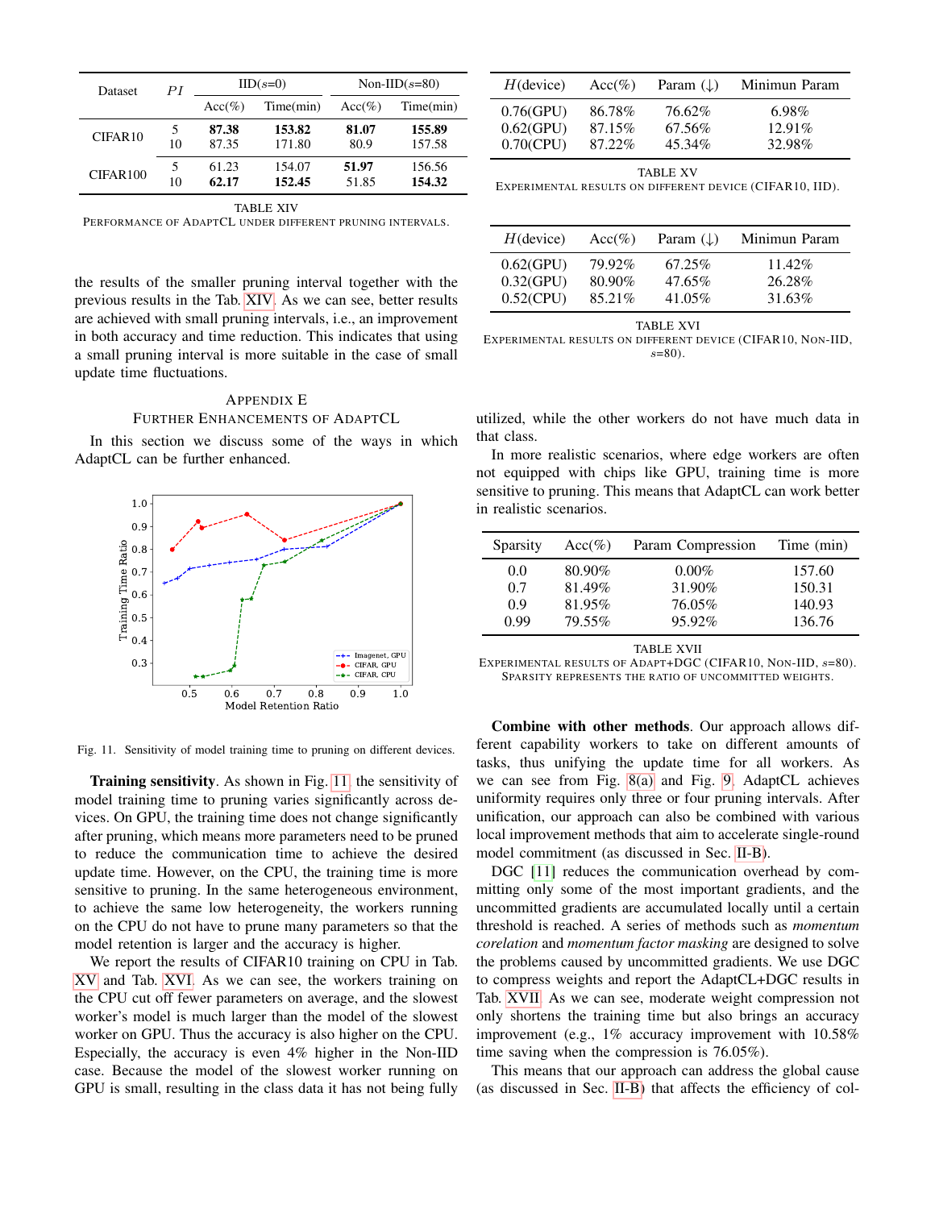| Dataset | $PI$ | IID($s$=0) | | Non-IID($s$=80) | |
|---|---|---|---|---|---|
| | | Acc(%) | Time(min) | Acc(%) | Time(min) |
| CIFAR10 | 5 | **87.38** | **153.82** | **81.07** | **155.89** |
| | 10 | 87.35 | 171.80 | 80.9 | 157.58 |
| CIFAR100 | 5 | 61.23 | 154.07 | **51.97** | 156.56 |
| | 10 | **62.17** | **152.45** | 51.85 | **154.32** |

TABLE XIV
PERFORMANCE OF ADAPTCL UNDER DIFFERENT PRUNING INTERVALS.

the results of the smaller pruning interval together with the previous results in the Tab. XIV. As we can see, better results are achieved with small pruning intervals, i.e., an improvement in both accuracy and time reduction. This indicates that using a small pruning interval is more suitable in the case of small update time fluctuations.

## APPENDIX E
## FURTHER ENHANCEMENTS OF ADAPTCL

In this section we discuss some of the ways in which AdaptCL can be further enhanced.

Fig. 11. Sensitivity of model training time to pruning on different devices.

**Training sensitivity**. As shown in Fig. 11, the sensitivity of model training time to pruning varies significantly across devices. On GPU, the training time does not change significantly after pruning, which means more parameters need to be pruned to reduce the communication time to achieve the desired update time. However, on the CPU, the training time is more sensitive to pruning. In the same heterogeneous environment, to achieve the same low heterogeneity, the workers running on the CPU do not have to prune many parameters so that the model retention is larger and the accuracy is higher.

We report the results of CIFAR10 training on CPU in Tab. XV and Tab. XVI. As we can see, the workers training on the CPU cut off fewer parameters on average, and the slowest worker's model is much larger than the model of the slowest worker on GPU. Thus the accuracy is also higher on the CPU. Especially, the accuracy is even 4% higher in the Non-IID case. Because the model of the slowest worker running on GPU is small, resulting in the class data it has not being fully utilized, while the other workers do not have much data in that class.

| $H$(device) | Acc(%) | Param (↓) | Minimun Param |
|---|---|---|---|
| 0.76(GPU) | 86.78% | 76.62% | 6.98% |
| 0.62(GPU) | 87.15% | 67.56% | 12.91% |
| 0.70(CPU) | 87.22% | 45.34% | 32.98% |

TABLE XV
EXPERIMENTAL RESULTS ON DIFFERENT DEVICE (CIFAR10, IID).

| $H$(device) | Acc(%) | Param (↓) | Minimun Param |
|---|---|---|---|
| 0.62(GPU) | 79.92% | 67.25% | 11.42% |
| 0.32(GPU) | 80.90% | 47.65% | 26.28% |
| 0.52(CPU) | 85.21% | 41.05% | 31.63% |

TABLE XVI
EXPERIMENTAL RESULTS ON DIFFERENT DEVICE (CIFAR10, NON-IID, $s$=80).

In more realistic scenarios, where edge workers are often not equipped with chips like GPU, training time is more sensitive to pruning. This means that AdaptCL can work better in realistic scenarios.

| Sparsity | Acc(%) | Param Compression | Time (min) |
|---|---|---|---|
| 0.0 | 80.90% | 0.00% | 157.60 |
| 0.7 | 81.49% | 31.90% | 150.31 |
| 0.9 | 81.95% | 76.05% | 140.93 |
| 0.99 | 79.55% | 95.92% | 136.76 |

TABLE XVII
EXPERIMENTAL RESULTS OF ADAPT+DGC (CIFAR10, NON-IID, $s$=80). SPARSITY REPRESENTS THE RATIO OF UNCOMMITTED WEIGHTS.

**Combine with other methods**. Our approach allows different capability workers to take on different amounts of tasks, thus unifying the update time for all workers. As we can see from Fig. 8(a) and Fig. 9, AdaptCL achieves uniformity requires only three or four pruning intervals. After unification, our approach can also be combined with various local improvement methods that aim to accelerate single-round model commitment (as discussed in Sec. II-B).

DGC [11] reduces the communication overhead by committing only some of the most important gradients, and the uncommitted gradients are accumulated locally until a certain threshold is reached. A series of methods such as *momentum corelation* and *momentum factor masking* are designed to solve the problems caused by uncommitted gradients. We use DGC to compress weights and report the AdaptCL+DGC results in Tab. XVII. As we can see, moderate weight compression not only shortens the training time but also brings an accuracy improvement (e.g., 1% accuracy improvement with 10.58% time saving when the compression is 76.05%).

This means that our approach can address the global cause (as discussed in Sec. II-B) that affects the efficiency of col-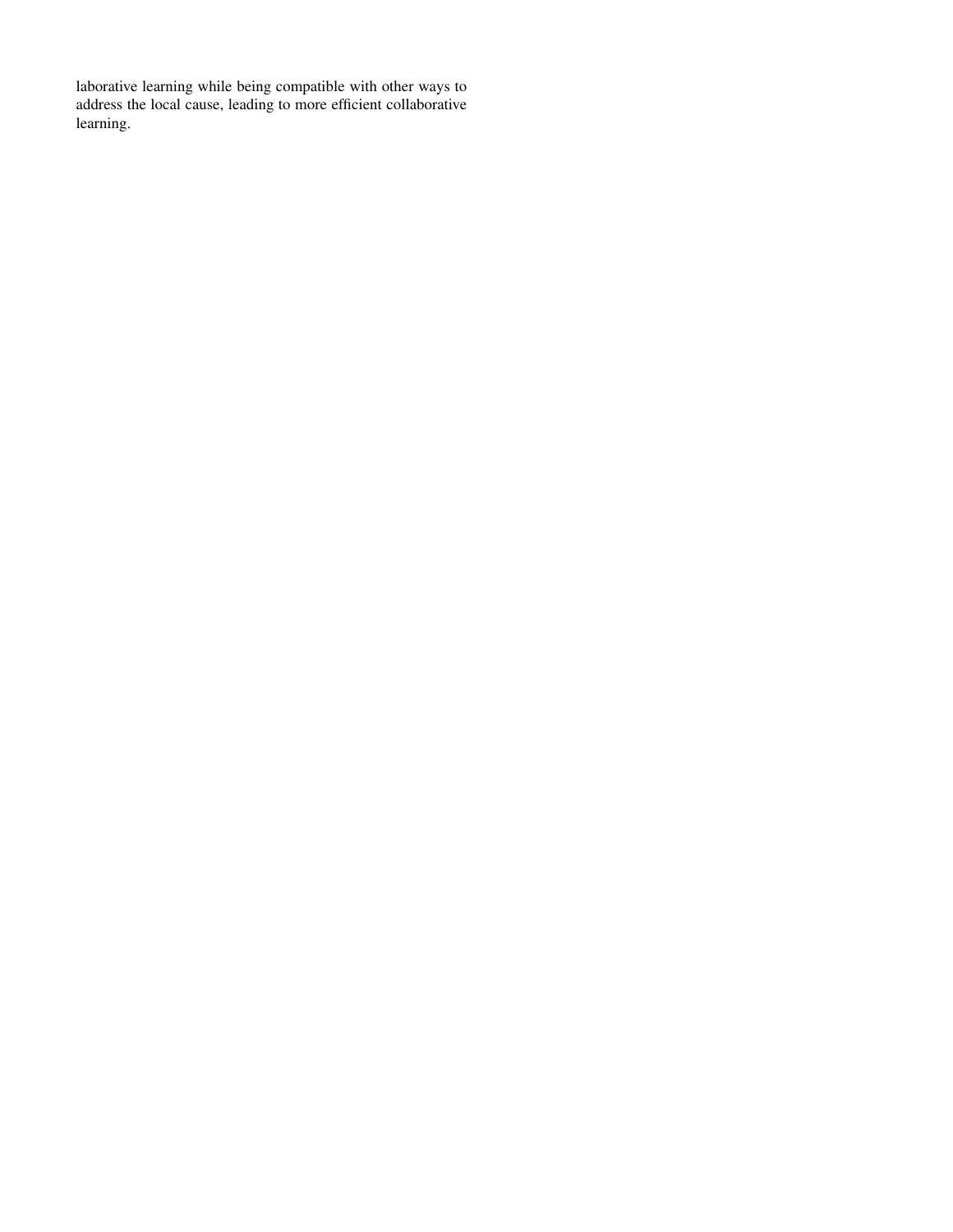laborative learning while being compatible with other ways to address the local cause, leading to more efficient collaborative learning.